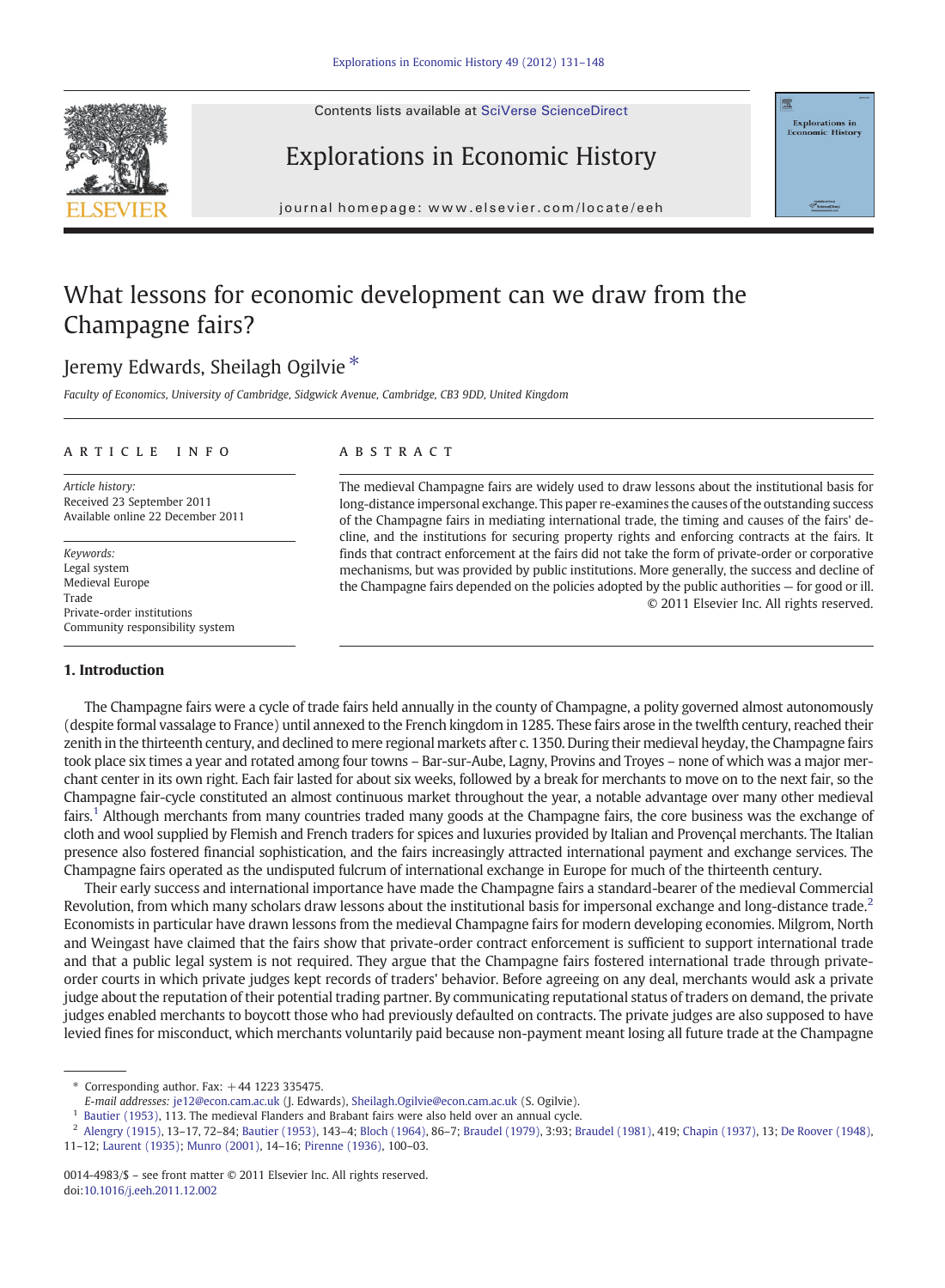# What lessons for economic development can we draw from the Champagne fairs?

Jeremy Edwards, Sheilagh Ogilvie *

*Faculty of Economics, University of Cambridge, Sidgwick Avenue, Cambridge, CB3 9DD, United Kingdom*

**ARTICLE INFO**

*Article history:*
Received 23 September 2011
Available online 22 December 2011

*Keywords:*
Legal system
Medieval Europe
Trade
Private-order institutions
Community responsibility system

**ABSTRACT**

The medieval Champagne fairs are widely used to draw lessons about the institutional basis for long-distance impersonal exchange. This paper re-examines the causes of the outstanding success of the Champagne fairs in mediating international trade, the timing and causes of the fairs' decline, and the institutions for securing property rights and enforcing contracts at the fairs. It finds that contract enforcement at the fairs did not take the form of private-order or corporative mechanisms, but was provided by public institutions. More generally, the success and decline of the Champagne fairs depended on the policies adopted by the public authorities — for good or ill.

© 2011 Elsevier Inc. All rights reserved.

## 1. Introduction

The Champagne fairs were a cycle of trade fairs held annually in the county of Champagne, a polity governed almost autonomously (despite formal vassalage to France) until annexed to the French kingdom in 1285. These fairs arose in the twelfth century, reached their zenith in the thirteenth century, and declined to mere regional markets after c. 1350. During their medieval heyday, the Champagne fairs took place six times a year and rotated among four towns – Bar-sur-Aube, Lagny, Provins and Troyes – none of which was a major merchant center in its own right. Each fair lasted for about six weeks, followed by a break for merchants to move on to the next fair, so the Champagne fair-cycle constituted an almost continuous market throughout the year, a notable advantage over many other medieval fairs.[1] Although merchants from many countries traded many goods at the Champagne fairs, the core business was the exchange of cloth and wool supplied by Flemish and French traders for spices and luxuries provided by Italian and Provençal merchants. The Italian presence also fostered financial sophistication, and the fairs increasingly attracted international payment and exchange services. The Champagne fairs operated as the undisputed fulcrum of international exchange in Europe for much of the thirteenth century.

Their early success and international importance have made the Champagne fairs a standard-bearer of the medieval Commercial Revolution, from which many scholars draw lessons about the institutional basis for impersonal exchange and long-distance trade.[2] Economists in particular have drawn lessons from the medieval Champagne fairs for modern developing economies. Milgrom, North and Weingast have claimed that the fairs show that private-order contract enforcement is sufficient to support international trade and that a public legal system is not required. They argue that the Champagne fairs fostered international trade through private-order courts in which private judges kept records of traders' behavior. Before agreeing on any deal, merchants would ask a private judge about the reputation of their potential trading partner. By communicating reputational status of traders on demand, the private judges enabled merchants to boycott those who had previously defaulted on contracts. The private judges are also supposed to have levied fines for misconduct, which merchants voluntarily paid because non-payment meant losing all future trade at the Champagne

---

* Corresponding author. Fax: +44 1223 335475.
*E-mail addresses:* je12@econ.cam.ac.uk (J. Edwards), Sheilagh.Ogilvie@econ.cam.ac.uk (S. Ogilvie).

[1] Bautier (1953), 113. The medieval Flanders and Brabant fairs were also held over an annual cycle.

[2] Alengry (1915), 13–17, 72–84; Bautier (1953), 143–4; Bloch (1964), 86–7; Braudel (1979), 3:93; Braudel (1981), 419; Chapin (1937), 13; De Roover (1948), 11–12; Laurent (1935); Munro (2001), 14–16; Pirenne (1936), 100–03.

0014-4983/$ – see front matter © 2011 Elsevier Inc. All rights reserved.
doi:10.1016/j.eeh.2011.12.002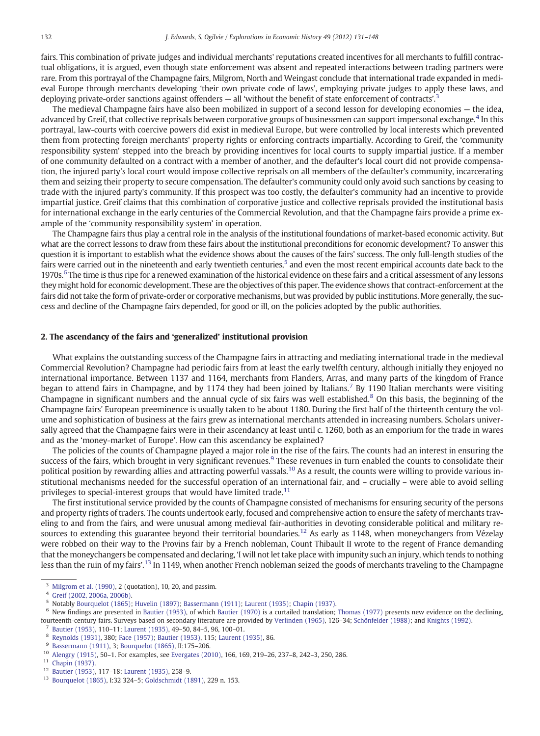fairs. This combination of private judges and individual merchants' reputations created incentives for all merchants to fulfill contractual obligations, it is argued, even though state enforcement was absent and repeated interactions between trading partners were rare. From this portrayal of the Champagne fairs, Milgrom, North and Weingast conclude that international trade expanded in medieval Europe through merchants developing 'their own private code of laws', employing private judges to apply these laws, and deploying private-order sanctions against offenders — all 'without the benefit of state enforcement of contracts'.[3]

The medieval Champagne fairs have also been mobilized in support of a second lesson for developing economies — the idea, advanced by Greif, that collective reprisals between corporative groups of businessmen can support impersonal exchange.[4] In this portrayal, law-courts with coercive powers did exist in medieval Europe, but were controlled by local interests which prevented them from protecting foreign merchants' property rights or enforcing contracts impartially. According to Greif, the 'community responsibility system' stepped into the breach by providing incentives for local courts to supply impartial justice. If a member of one community defaulted on a contract with a member of another, and the defaulter's local court did not provide compensation, the injured party's local court would impose collective reprisals on all members of the defaulter's community, incarcerating them and seizing their property to secure compensation. The defaulter's community could only avoid such sanctions by ceasing to trade with the injured party's community. If this prospect was too costly, the defaulter's community had an incentive to provide impartial justice. Greif claims that this combination of corporative justice and collective reprisals provided the institutional basis for international exchange in the early centuries of the Commercial Revolution, and that the Champagne fairs provide a prime example of the 'community responsibility system' in operation.

The Champagne fairs thus play a central role in the analysis of the institutional foundations of market-based economic activity. But what are the correct lessons to draw from these fairs about the institutional preconditions for economic development? To answer this question it is important to establish what the evidence shows about the causes of the fairs' success. The only full-length studies of the fairs were carried out in the nineteenth and early twentieth centuries,[5] and even the most recent empirical accounts date back to the 1970s.[6] The time is thus ripe for a renewed examination of the historical evidence on these fairs and a critical assessment of any lessons they might hold for economic development. These are the objectives of this paper. The evidence shows that contract-enforcement at the fairs did not take the form of private-order or corporative mechanisms, but was provided by public institutions. More generally, the success and decline of the Champagne fairs depended, for good or ill, on the policies adopted by the public authorities.

## 2. The ascendancy of the fairs and 'generalized' institutional provision

What explains the outstanding success of the Champagne fairs in attracting and mediating international trade in the medieval Commercial Revolution? Champagne had periodic fairs from at least the early twelfth century, although initially they enjoyed no international importance. Between 1137 and 1164, merchants from Flanders, Arras, and many parts of the kingdom of France began to attend fairs in Champagne, and by 1174 they had been joined by Italians.[7] By 1190 Italian merchants were visiting Champagne in significant numbers and the annual cycle of six fairs was well established.[8] On this basis, the beginning of the Champagne fairs' European preeminence is usually taken to be about 1180. During the first half of the thirteenth century the volume and sophistication of business at the fairs grew as international merchants attended in increasing numbers. Scholars universally agreed that the Champagne fairs were in their ascendancy at least until c. 1260, both as an emporium for the trade in wares and as the 'money-market of Europe'. How can this ascendancy be explained?

The policies of the counts of Champagne played a major role in the rise of the fairs. The counts had an interest in ensuring the success of the fairs, which brought in very significant revenues.[9] These revenues in turn enabled the counts to consolidate their political position by rewarding allies and attracting powerful vassals.[10] As a result, the counts were willing to provide various institutional mechanisms needed for the successful operation of an international fair, and – crucially – were able to avoid selling privileges to special-interest groups that would have limited trade.[11]

The first institutional service provided by the counts of Champagne consisted of mechanisms for ensuring security of the persons and property rights of traders. The counts undertook early, focused and comprehensive action to ensure the safety of merchants traveling to and from the fairs, and were unusual among medieval fair-authorities in devoting considerable political and military resources to extending this guarantee beyond their territorial boundaries.[12] As early as 1148, when moneychangers from Vézelay were robbed on their way to the Provins fair by a French nobleman, Count Thibault II wrote to the regent of France demanding that the moneychangers be compensated and declaring, 'I will not let take place with impunity such an injury, which tends to nothing less than the ruin of my fairs'.[13] In 1149, when another French nobleman seized the goods of merchants traveling to the Champagne

---

[3] Milgrom et al. (1990), 2 (quotation), 10, 20, and passim.

[4] Greif (2002, 2006a, 2006b).

[5] Notably Bourquelot (1865); Huvelin (1897); Bassermann (1911); Laurent (1935); Chapin (1937).

[6] New findings are presented in Bautier (1953), of which Bautier (1970) is a curtailed translation; Thomas (1977) presents new evidence on the declining, fourteenth-century fairs. Surveys based on secondary literature are provided by Verlinden (1965), 126–34; Schönfelder (1988); and Knights (1992).

[7] Bautier (1953), 110–11; Laurent (1935), 49–50, 84–5, 96, 100–01.

[8] Reynolds (1931), 380; Face (1957); Bautier (1953), 115; Laurent (1935), 86.

[9] Bassermann (1911), 3; Bourquelot (1865), II:175–206.

[10] Alengry (1915), 50–1. For examples, see Evergates (2010), 166, 169, 219–26, 237–8, 242–3, 250, 286.

[11] Chapin (1937).

[12] Bautier (1953), 117–18; Laurent (1935), 258–9.

[13] Bourquelot (1865), I:32 324–5; Goldschmidt (1891), 229 n. 153.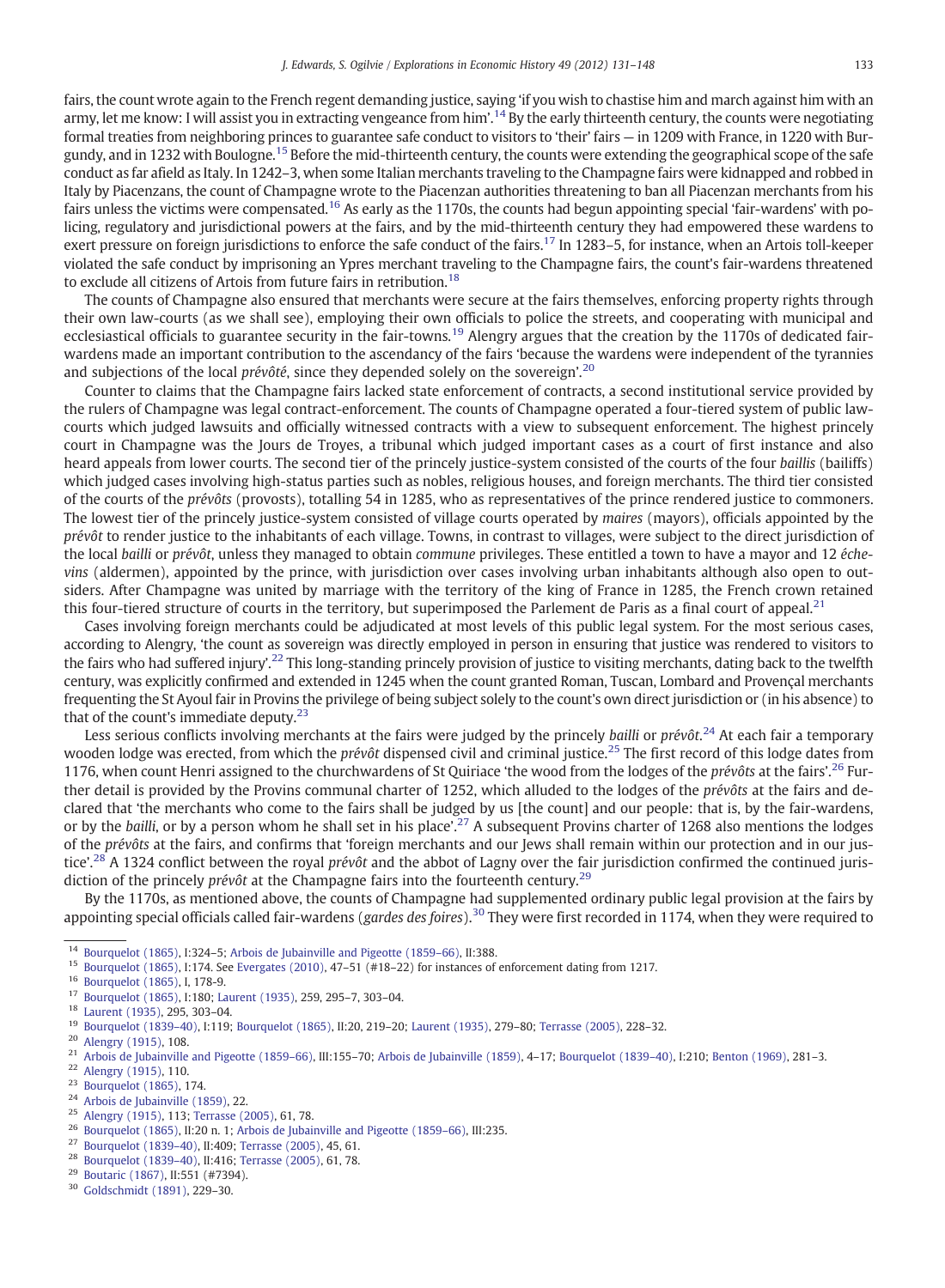fairs, the count wrote again to the French regent demanding justice, saying 'if you wish to chastise him and march against him with an army, let me know: I will assist you in extracting vengeance from him'.[14] By the early thirteenth century, the counts were negotiating formal treaties from neighboring princes to guarantee safe conduct to visitors to 'their' fairs — in 1209 with France, in 1220 with Burgundy, and in 1232 with Boulogne.[15] Before the mid-thirteenth century, the counts were extending the geographical scope of the safe conduct as far afield as Italy. In 1242–3, when some Italian merchants traveling to the Champagne fairs were kidnapped and robbed in Italy by Piacenzans, the count of Champagne wrote to the Piacenzan authorities threatening to ban all Piacenzan merchants from his fairs unless the victims were compensated.[16] As early as the 1170s, the counts had begun appointing special 'fair-wardens' with policing, regulatory and jurisdictional powers at the fairs, and by the mid-thirteenth century they had empowered these wardens to exert pressure on foreign jurisdictions to enforce the safe conduct of the fairs.[17] In 1283–5, for instance, when an Artois toll-keeper violated the safe conduct by imprisoning an Ypres merchant traveling to the Champagne fairs, the count's fair-wardens threatened to exclude all citizens of Artois from future fairs in retribution.[18]

The counts of Champagne also ensured that merchants were secure at the fairs themselves, enforcing property rights through their own law-courts (as we shall see), employing their own officials to police the streets, and cooperating with municipal and ecclesiastical officials to guarantee security in the fair-towns.[19] Alengry argues that the creation by the 1170s of dedicated fair-wardens made an important contribution to the ascendancy of the fairs 'because the wardens were independent of the tyrannies and subjections of the local *prévôté*, since they depended solely on the sovereign'.[20]

Counter to claims that the Champagne fairs lacked state enforcement of contracts, a second institutional service provided by the rulers of Champagne was legal contract-enforcement. The counts of Champagne operated a four-tiered system of public law-courts which judged lawsuits and officially witnessed contracts with a view to subsequent enforcement. The highest princely court in Champagne was the Jours de Troyes, a tribunal which judged important cases as a court of first instance and also heard appeals from lower courts. The second tier of the princely justice-system consisted of the courts of the four *baillis* (bailiffs) which judged cases involving high-status parties such as nobles, religious houses, and foreign merchants. The third tier consisted of the courts of the *prévôts* (provosts), totalling 54 in 1285, who as representatives of the prince rendered justice to commoners. The lowest tier of the princely justice-system consisted of village courts operated by *maires* (mayors), officials appointed by the *prévôt* to render justice to the inhabitants of each village. Towns, in contrast to villages, were subject to the direct jurisdiction of the local *bailli* or *prévôt*, unless they managed to obtain *commune* privileges. These entitled a town to have a mayor and 12 *échevins* (aldermen), appointed by the prince, with jurisdiction over cases involving urban inhabitants although also open to outsiders. After Champagne was united by marriage with the territory of the king of France in 1285, the French crown retained this four-tiered structure of courts in the territory, but superimposed the Parlement de Paris as a final court of appeal.[21]

Cases involving foreign merchants could be adjudicated at most levels of this public legal system. For the most serious cases, according to Alengry, 'the count as sovereign was directly employed in person in ensuring that justice was rendered to visitors to the fairs who had suffered injury'.[22] This long-standing princely provision of justice to visiting merchants, dating back to the twelfth century, was explicitly confirmed and extended in 1245 when the count granted Roman, Tuscan, Lombard and Provençal merchants frequenting the St Ayoul fair in Provins the privilege of being subject solely to the count's own direct jurisdiction or (in his absence) to that of the count's immediate deputy.[23]

Less serious conflicts involving merchants at the fairs were judged by the princely *bailli* or *prévôt*.[24] At each fair a temporary wooden lodge was erected, from which the *prévôt* dispensed civil and criminal justice.[25] The first record of this lodge dates from 1176, when count Henri assigned to the churchwardens of St Quiriace 'the wood from the lodges of the *prévôts* at the fairs'.[26] Further detail is provided by the Provins communal charter of 1252, which alluded to the lodges of the *prévôts* at the fairs and declared that 'the merchants who come to the fairs shall be judged by us [the count] and our people: that is, by the fair-wardens, or by the *bailli*, or by a person whom he shall set in his place'.[27] A subsequent Provins charter of 1268 also mentions the lodges of the *prévôts* at the fairs, and confirms that 'foreign merchants and our Jews shall remain within our protection and in our justice'.[28] A 1324 conflict between the royal *prévôt* and the abbot of Lagny over the fair jurisdiction confirmed the continued jurisdiction of the princely *prévôt* at the Champagne fairs into the fourteenth century.[29]

By the 1170s, as mentioned above, the counts of Champagne had supplemented ordinary public legal provision at the fairs by appointing special officials called fair-wardens (*gardes des foires*).[30] They were first recorded in 1174, when they were required to

---

[14] Bourquelot (1865), I:324–5; Arbois de Jubainville and Pigeotte (1859–66), II:388.
[15] Bourquelot (1865), I:174. See Evergates (2010), 47–51 (#18–22) for instances of enforcement dating from 1217.
[16] Bourquelot (1865), I, 178-9.
[17] Bourquelot (1865), I:180; Laurent (1935), 259, 295–7, 303–04.
[18] Laurent (1935), 295, 303–04.
[19] Bourquelot (1839–40), I:119; Bourquelot (1865), II:20, 219–20; Laurent (1935), 279–80; Terrasse (2005), 228–32.
[20] Alengry (1915), 108.
[21] Arbois de Jubainville and Pigeotte (1859–66), III:155–70; Arbois de Jubainville (1859), 4–17; Bourquelot (1839–40), I:210; Benton (1969), 281–3.
[22] Alengry (1915), 110.
[23] Bourquelot (1865), 174.
[24] Arbois de Jubainville (1859), 22.
[25] Alengry (1915), 113; Terrasse (2005), 61, 78.
[26] Bourquelot (1865), II:20 n. 1; Arbois de Jubainville and Pigeotte (1859–66), III:235.
[27] Bourquelot (1839–40), II:409; Terrasse (2005), 45, 61.
[28] Bourquelot (1839–40), II:416; Terrasse (2005), 61, 78.
[29] Boutaric (1867), II:551 (#7394).
[30] Goldschmidt (1891), 229–30.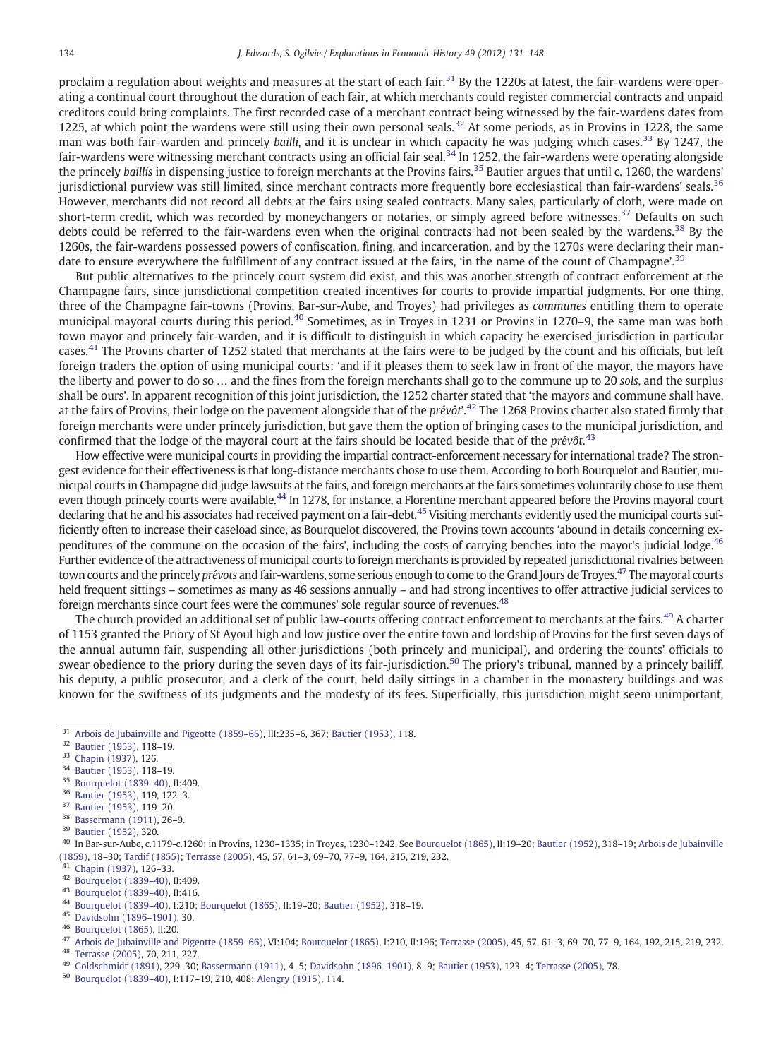proclaim a regulation about weights and measures at the start of each fair.[31] By the 1220s at latest, the fair-wardens were operating a continual court throughout the duration of each fair, at which merchants could register commercial contracts and unpaid creditors could bring complaints. The first recorded case of a merchant contract being witnessed by the fair-wardens dates from 1225, at which point the wardens were still using their own personal seals.[32] At some periods, as in Provins in 1228, the same man was both fair-warden and princely *bailli*, and it is unclear in which capacity he was judging which cases.[33] By 1247, the fair-wardens were witnessing merchant contracts using an official fair seal.[34] In 1252, the fair-wardens were operating alongside the princely *baillis* in dispensing justice to foreign merchants at the Provins fairs.[35] Bautier argues that until c. 1260, the wardens' jurisdictional purview was still limited, since merchant contracts more frequently bore ecclesiastical than fair-wardens' seals.[36] However, merchants did not record all debts at the fairs using sealed contracts. Many sales, particularly of cloth, were made on short-term credit, which was recorded by moneychangers or notaries, or simply agreed before witnesses.[37] Defaults on such debts could be referred to the fair-wardens even when the original contracts had not been sealed by the wardens.[38] By the 1260s, the fair-wardens possessed powers of confiscation, fining, and incarceration, and by the 1270s were declaring their mandate to ensure everywhere the fulfillment of any contract issued at the fairs, 'in the name of the count of Champagne'.[39]

But public alternatives to the princely court system did exist, and this was another strength of contract enforcement at the Champagne fairs, since jurisdictional competition created incentives for courts to provide impartial judgments. For one thing, three of the Champagne fair-towns (Provins, Bar-sur-Aube, and Troyes) had privileges as *communes* entitling them to operate municipal mayoral courts during this period.[40] Sometimes, as in Troyes in 1231 or Provins in 1270–9, the same man was both town mayor and princely fair-warden, and it is difficult to distinguish in which capacity he exercised jurisdiction in particular cases.[41] The Provins charter of 1252 stated that merchants at the fairs were to be judged by the count and his officials, but left foreign traders the option of using municipal courts: 'and if it pleases them to seek law in front of the mayor, the mayors have the liberty and power to do so … and the fines from the foreign merchants shall go to the commune up to 20 *sols*, and the surplus shall be ours'. In apparent recognition of this joint jurisdiction, the 1252 charter stated that 'the mayors and commune shall have, at the fairs of Provins, their lodge on the pavement alongside that of the *prévôt*'.[42] The 1268 Provins charter also stated firmly that foreign merchants were under princely jurisdiction, but gave them the option of bringing cases to the municipal jurisdiction, and confirmed that the lodge of the mayoral court at the fairs should be located beside that of the *prévôt*.[43]

How effective were municipal courts in providing the impartial contract-enforcement necessary for international trade? The strongest evidence for their effectiveness is that long-distance merchants chose to use them. According to both Bourquelot and Bautier, municipal courts in Champagne did judge lawsuits at the fairs, and foreign merchants at the fairs sometimes voluntarily chose to use them even though princely courts were available.[44] In 1278, for instance, a Florentine merchant appeared before the Provins mayoral court declaring that he and his associates had received payment on a fair-debt.[45] Visiting merchants evidently used the municipal courts sufficiently often to increase their caseload since, as Bourquelot discovered, the Provins town accounts 'abound in details concerning expenditures of the commune on the occasion of the fairs', including the costs of carrying benches into the mayor's judicial lodge.[46] Further evidence of the attractiveness of municipal courts to foreign merchants is provided by repeated jurisdictional rivalries between town courts and the princely *prévots* and fair-wardens, some serious enough to come to the Grand Jours de Troyes.[47] The mayoral courts held frequent sittings – sometimes as many as 46 sessions annually – and had strong incentives to offer attractive judicial services to foreign merchants since court fees were the communes' sole regular source of revenues.[48]

The church provided an additional set of public law-courts offering contract enforcement to merchants at the fairs.[49] A charter of 1153 granted the Priory of St Ayoul high and low justice over the entire town and lordship of Provins for the first seven days of the annual autumn fair, suspending all other jurisdictions (both princely and municipal), and ordering the counts' officials to swear obedience to the priory during the seven days of its fair-jurisdiction.[50] The priory's tribunal, manned by a princely bailiff, his deputy, a public prosecutor, and a clerk of the court, held daily sittings in a chamber in the monastery buildings and was known for the swiftness of its judgments and the modesty of its fees. Superficially, this jurisdiction might seem unimportant,

---

[31] Arbois de Jubainville and Pigeotte (1859–66), III:235–6, 367; Bautier (1953), 118.

[32] Bautier (1953), 118–19.

[33] Chapin (1937), 126.

[34] Bautier (1953), 118–19.

[35] Bourquelot (1839–40), II:409.

[36] Bautier (1953), 119, 122–3.

[37] Bautier (1953), 119–20.

[38] Bassermann (1911), 26–9.

[39] Bautier (1952), 320.

[40] In Bar-sur-Aube, c.1179-c.1260; in Provins, 1230–1335; in Troyes, 1230–1242. See Bourquelot (1865), II:19–20; Bautier (1952), 318–19; Arbois de Jubainville (1859), 18–30; Tardif (1855); Terrasse (2005), 45, 57, 61–3, 69–70, 77–9, 164, 215, 219, 232.

[41] Chapin (1937), 126–33.

[42] Bourquelot (1839–40), II:409.

[43] Bourquelot (1839–40), II:416.

[44] Bourquelot (1839–40), I:210; Bourquelot (1865), II:19–20; Bautier (1952), 318–19.

[45] Davidsohn (1896–1901), 30.

[46] Bourquelot (1865), II:20.

[47] Arbois de Jubainville and Pigeotte (1859–66), VI:104; Bourquelot (1865), I:210, II:196; Terrasse (2005), 45, 57, 61–3, 69–70, 77–9, 164, 192, 215, 219, 232.

[48] Terrasse (2005), 70, 211, 227.

[49] Goldschmidt (1891), 229–30; Bassermann (1911), 4–5; Davidsohn (1896–1901), 8–9; Bautier (1953), 123–4; Terrasse (2005), 78.

[50] Bourquelot (1839–40), I:117–19, 210, 408; Alengry (1915), 114.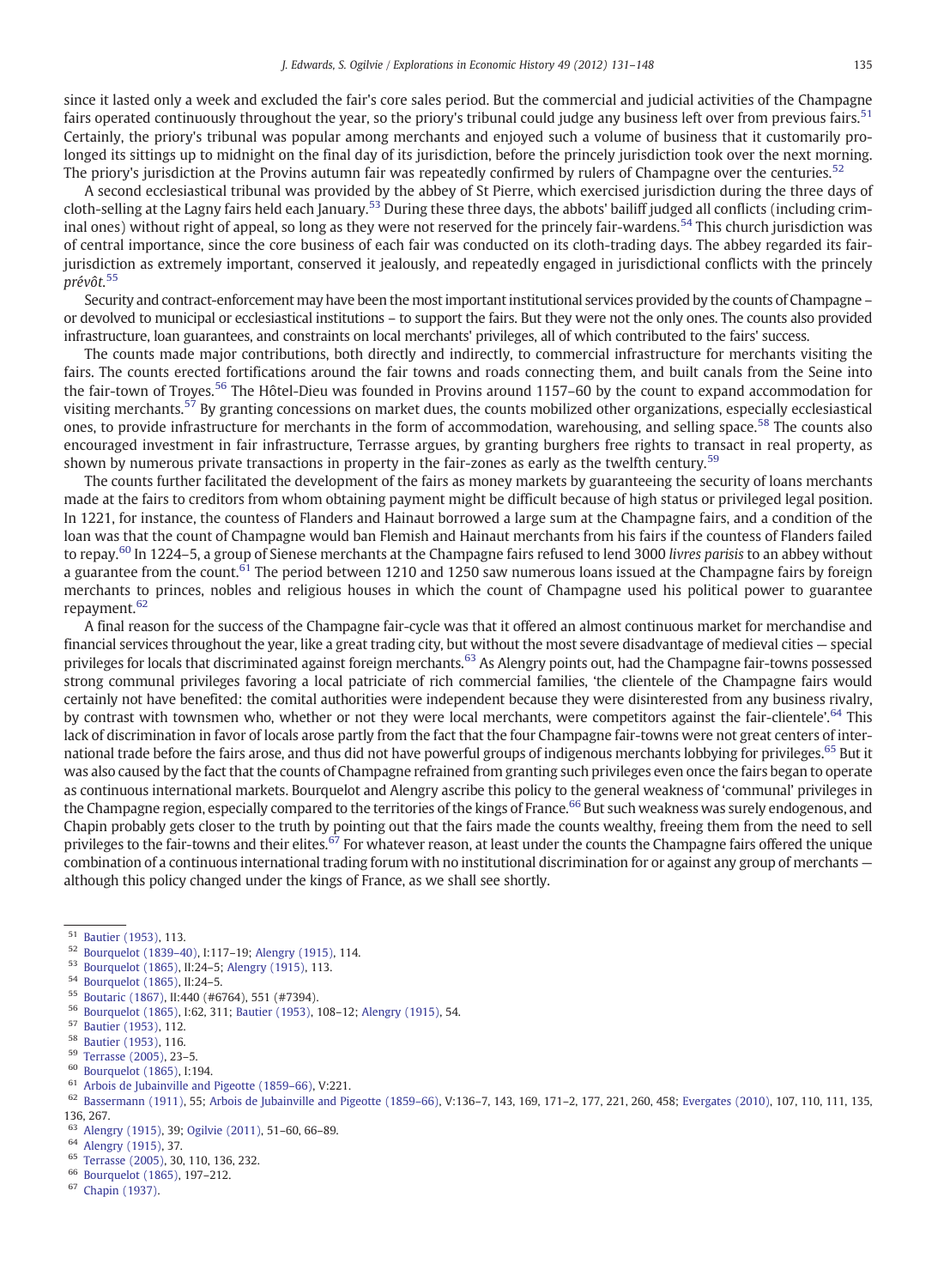since it lasted only a week and excluded the fair's core sales period. But the commercial and judicial activities of the Champagne fairs operated continuously throughout the year, so the priory's tribunal could judge any business left over from previous fairs.[51] Certainly, the priory's tribunal was popular among merchants and enjoyed such a volume of business that it customarily prolonged its sittings up to midnight on the final day of its jurisdiction, before the princely jurisdiction took over the next morning. The priory's jurisdiction at the Provins autumn fair was repeatedly confirmed by rulers of Champagne over the centuries.[52]

A second ecclesiastical tribunal was provided by the abbey of St Pierre, which exercised jurisdiction during the three days of cloth-selling at the Lagny fairs held each January.[53] During these three days, the abbots' bailiff judged all conflicts (including criminal ones) without right of appeal, so long as they were not reserved for the princely fair-wardens.[54] This church jurisdiction was of central importance, since the core business of each fair was conducted on its cloth-trading days. The abbey regarded its fair-jurisdiction as extremely important, conserved it jealously, and repeatedly engaged in jurisdictional conflicts with the princely *prévôt*.[55]

Security and contract-enforcement may have been the most important institutional services provided by the counts of Champagne – or devolved to municipal or ecclesiastical institutions – to support the fairs. But they were not the only ones. The counts also provided infrastructure, loan guarantees, and constraints on local merchants' privileges, all of which contributed to the fairs' success.

The counts made major contributions, both directly and indirectly, to commercial infrastructure for merchants visiting the fairs. The counts erected fortifications around the fair towns and roads connecting them, and built canals from the Seine into the fair-town of Troyes.[56] The Hôtel-Dieu was founded in Provins around 1157–60 by the count to expand accommodation for visiting merchants.[57] By granting concessions on market dues, the counts mobilized other organizations, especially ecclesiastical ones, to provide infrastructure for merchants in the form of accommodation, warehousing, and selling space.[58] The counts also encouraged investment in fair infrastructure, Terrasse argues, by granting burghers free rights to transact in real property, as shown by numerous private transactions in property in the fair-zones as early as the twelfth century.[59]

The counts further facilitated the development of the fairs as money markets by guaranteeing the security of loans merchants made at the fairs to creditors from whom obtaining payment might be difficult because of high status or privileged legal position. In 1221, for instance, the countess of Flanders and Hainaut borrowed a large sum at the Champagne fairs, and a condition of the loan was that the count of Champagne would ban Flemish and Hainaut merchants from his fairs if the countess of Flanders failed to repay.[60] In 1224–5, a group of Sienese merchants at the Champagne fairs refused to lend 3000 *livres parisis* to an abbey without a guarantee from the count.[61] The period between 1210 and 1250 saw numerous loans issued at the Champagne fairs by foreign merchants to princes, nobles and religious houses in which the count of Champagne used his political power to guarantee repayment.[62]

A final reason for the success of the Champagne fair-cycle was that it offered an almost continuous market for merchandise and financial services throughout the year, like a great trading city, but without the most severe disadvantage of medieval cities — special privileges for locals that discriminated against foreign merchants.[63] As Alengry points out, had the Champagne fair-towns possessed strong communal privileges favoring a local patriciate of rich commercial families, 'the clientele of the Champagne fairs would certainly not have benefited: the comital authorities were independent because they were disinterested from any business rivalry, by contrast with townsmen who, whether or not they were local merchants, were competitors against the fair-clientele'.[64] This lack of discrimination in favor of locals arose partly from the fact that the four Champagne fair-towns were not great centers of international trade before the fairs arose, and thus did not have powerful groups of indigenous merchants lobbying for privileges.[65] But it was also caused by the fact that the counts of Champagne refrained from granting such privileges even once the fairs began to operate as continuous international markets. Bourquelot and Alengry ascribe this policy to the general weakness of 'communal' privileges in the Champagne region, especially compared to the territories of the kings of France.[66] But such weakness was surely endogenous, and Chapin probably gets closer to the truth by pointing out that the fairs made the counts wealthy, freeing them from the need to sell privileges to the fair-towns and their elites.[67] For whatever reason, at least under the counts the Champagne fairs offered the unique combination of a continuous international trading forum with no institutional discrimination for or against any group of merchants — although this policy changed under the kings of France, as we shall see shortly.

---

[51] Bautier (1953), 113.

[52] Bourquelot (1839–40), I:117–19; Alengry (1915), 114.

[53] Bourquelot (1865), II:24–5; Alengry (1915), 113.

[54] Bourquelot (1865), II:24–5.

[55] Boutaric (1867), II:440 (#6764), 551 (#7394).

[56] Bourquelot (1865), I:62, 311; Bautier (1953), 108–12; Alengry (1915), 54.

[57] Bautier (1953), 112.

[58] Bautier (1953), 116.

[59] Terrasse (2005), 23–5.

[60] Bourquelot (1865), I:194.

[61] Arbois de Jubainville and Pigeotte (1859–66), V:221.

[62] Bassermann (1911), 55; Arbois de Jubainville and Pigeotte (1859–66), V:136–7, 143, 169, 171–2, 177, 221, 260, 458; Evergates (2010), 107, 110, 111, 135, 136, 267.

[63] Alengry (1915), 39; Ogilvie (2011), 51–60, 66–89.

[64] Alengry (1915), 37.

[65] Terrasse (2005), 30, 110, 136, 232.

[66] Bourquelot (1865), 197–212.

[67] Chapin (1937).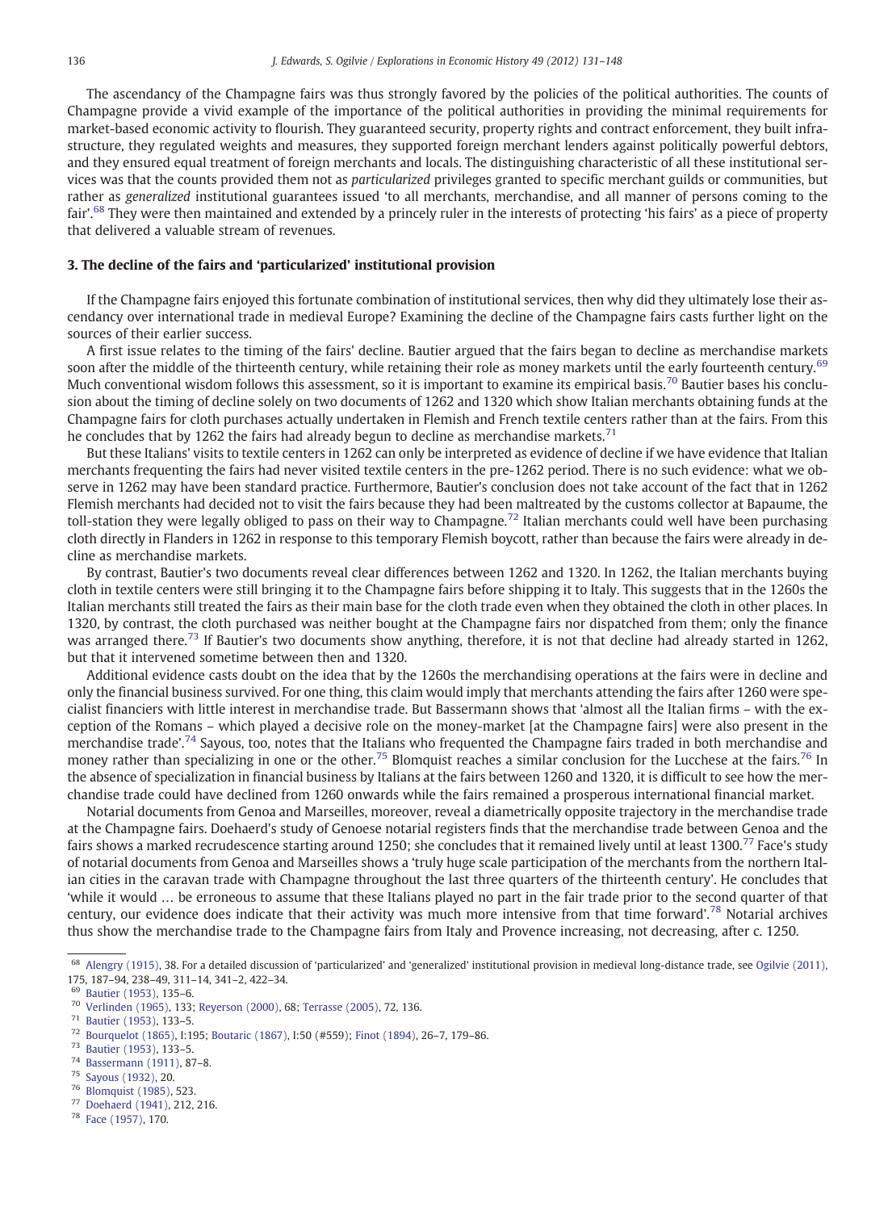The ascendancy of the Champagne fairs was thus strongly favored by the policies of the political authorities. The counts of Champagne provide a vivid example of the importance of the political authorities in providing the minimal requirements for market-based economic activity to flourish. They guaranteed security, property rights and contract enforcement, they built infrastructure, they regulated weights and measures, they supported foreign merchant lenders against politically powerful debtors, and they ensured equal treatment of foreign merchants and locals. The distinguishing characteristic of all these institutional services was that the counts provided them not as *particularized* privileges granted to specific merchant guilds or communities, but rather as *generalized* institutional guarantees issued 'to all merchants, merchandise, and all manner of persons coming to the fair'.[68] They were then maintained and extended by a princely ruler in the interests of protecting 'his fairs' as a piece of property that delivered a valuable stream of revenues.

## 3. The decline of the fairs and 'particularized' institutional provision

If the Champagne fairs enjoyed this fortunate combination of institutional services, then why did they ultimately lose their ascendancy over international trade in medieval Europe? Examining the decline of the Champagne fairs casts further light on the sources of their earlier success.

A first issue relates to the timing of the fairs' decline. Bautier argued that the fairs began to decline as merchandise markets soon after the middle of the thirteenth century, while retaining their role as money markets until the early fourteenth century.[69] Much conventional wisdom follows this assessment, so it is important to examine its empirical basis.[70] Bautier bases his conclusion about the timing of decline solely on two documents of 1262 and 1320 which show Italian merchants obtaining funds at the Champagne fairs for cloth purchases actually undertaken in Flemish and French textile centers rather than at the fairs. From this he concludes that by 1262 the fairs had already begun to decline as merchandise markets.[71]

But these Italians' visits to textile centers in 1262 can only be interpreted as evidence of decline if we have evidence that Italian merchants frequenting the fairs had never visited textile centers in the pre-1262 period. There is no such evidence: what we observe in 1262 may have been standard practice. Furthermore, Bautier's conclusion does not take account of the fact that in 1262 Flemish merchants had decided not to visit the fairs because they had been maltreated by the customs collector at Bapaume, the toll-station they were legally obliged to pass on their way to Champagne.[72] Italian merchants could well have been purchasing cloth directly in Flanders in 1262 in response to this temporary Flemish boycott, rather than because the fairs were already in decline as merchandise markets.

By contrast, Bautier's two documents reveal clear differences between 1262 and 1320. In 1262, the Italian merchants buying cloth in textile centers were still bringing it to the Champagne fairs before shipping it to Italy. This suggests that in the 1260s the Italian merchants still treated the fairs as their main base for the cloth trade even when they obtained the cloth in other places. In 1320, by contrast, the cloth purchased was neither bought at the Champagne fairs nor dispatched from them; only the finance was arranged there.[73] If Bautier's two documents show anything, therefore, it is not that decline had already started in 1262, but that it intervened sometime between then and 1320.

Additional evidence casts doubt on the idea that by the 1260s the merchandising operations at the fairs were in decline and only the financial business survived. For one thing, this claim would imply that merchants attending the fairs after 1260 were specialist financiers with little interest in merchandise trade. But Bassermann shows that 'almost all the Italian firms – with the exception of the Romans – which played a decisive role on the money-market [at the Champagne fairs] were also present in the merchandise trade'.[74] Sayous, too, notes that the Italians who frequented the Champagne fairs traded in both merchandise and money rather than specializing in one or the other.[75] Blomquist reaches a similar conclusion for the Lucchese at the fairs.[76] In the absence of specialization in financial business by Italians at the fairs between 1260 and 1320, it is difficult to see how the merchandise trade could have declined from 1260 onwards while the fairs remained a prosperous international financial market.

Notarial documents from Genoa and Marseilles, moreover, reveal a diametrically opposite trajectory in the merchandise trade at the Champagne fairs. Doehaerd's study of Genoese notarial registers finds that the merchandise trade between Genoa and the fairs shows a marked recrudescence starting around 1250; she concludes that it remained lively until at least 1300.[77] Face's study of notarial documents from Genoa and Marseilles shows a 'truly huge scale participation of the merchants from the northern Italian cities in the caravan trade with Champagne throughout the last three quarters of the thirteenth century'. He concludes that 'while it would … be erroneous to assume that these Italians played no part in the fair trade prior to the second quarter of that century, our evidence does indicate that their activity was much more intensive from that time forward'.[78] Notarial archives thus show the merchandise trade to the Champagne fairs from Italy and Provence increasing, not decreasing, after c. 1250.

---

[68] Alengry (1915), 38. For a detailed discussion of 'particularized' and 'generalized' institutional provision in medieval long-distance trade, see Ogilvie (2011), 175, 187–94, 238–49, 311–14, 341–2, 422–34.

[69] Bautier (1953), 135–6.

[70] Verlinden (1965), 133; Reyerson (2000), 68; Terrasse (2005), 72, 136.

[71] Bautier (1953), 133–5.

[72] Bourquelot (1865), I:195; Boutaric (1867), I:50 (#559); Finot (1894), 26–7, 179–86.

[73] Bautier (1953), 133–5.

[74] Bassermann (1911), 87–8.

[75] Sayous (1932), 20.

[76] Blomquist (1985), 523.

[77] Doehaerd (1941), 212, 216.

[78] Face (1957), 170.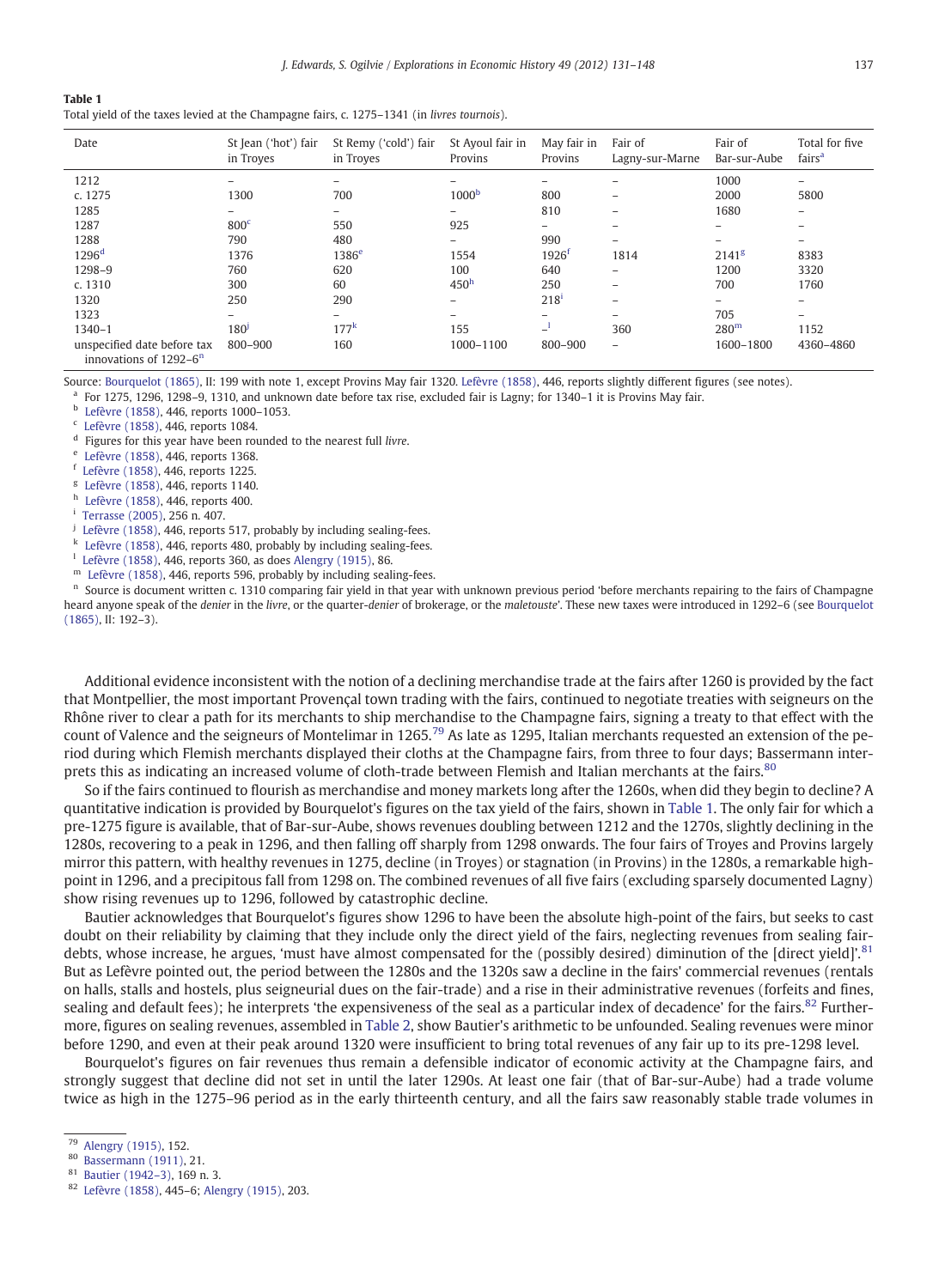**Table 1**
Total yield of the taxes levied at the Champagne fairs, c. 1275–1341 (in *livres tournois*).

| Date | St Jean ('hot') fair in Troyes | St Remy ('cold') fair in Troyes | St Ayoul fair in Provins | May fair in Provins | Fair of Lagny-sur-Marne | Fair of Bar-sur-Aube | Total for five fairs[a] |
|---|---|---|---|---|---|---|---|
| 1212 | – | – | – | – | – | 1000 | – |
| c. 1275 | 1300 | 700 | 1000[b] | 800 | – | 2000 | 5800 |
| 1285 | – | – | – | 810 | – | 1680 | – |
| 1287 | 800[c] | 550 | 925 | – | – | – | – |
| 1288 | 790 | 480 | – | 990 | – | – | – |
| 1296[d] | 1376 | 1386[e] | 1554 | 1926[f] | 1814 | 2141[g] | 8383 |
| 1298–9 | 760 | 620 | 100 | 640 | – | 1200 | 3320 |
| c. 1310 | 300 | 60 | 450[h] | 250 | – | 700 | 1760 |
| 1320 | 250 | 290 | – | 218[i] | – | – | – |
| 1323 | – | – | – | – | – | 705 | – |
| 1340–1 | 180[j] | 177[k] | 155 | –[l] | 360 | 280[m] | 1152 |
| unspecified date before tax innovations of 1292–6[n] | 800–900 | 160 | 1000–1100 | 800–900 | – | 1600–1800 | 4360–4860 |

Source: Bourquelot (1865), II: 199 with note 1, except Provins May fair 1320. Lefèvre (1858), 446, reports slightly different figures (see notes).

[a] For 1275, 1296, 1298–9, 1310, and unknown date before tax rise, excluded fair is Lagny; for 1340–1 it is Provins May fair.
[b] Lefèvre (1858), 446, reports 1000–1053.
[c] Lefèvre (1858), 446, reports 1084.
[d] Figures for this year have been rounded to the nearest full *livre*.
[e] Lefèvre (1858), 446, reports 1368.
[f] Lefèvre (1858), 446, reports 1225.
[g] Lefèvre (1858), 446, reports 1140.
[h] Lefèvre (1858), 446, reports 400.
[i] Terrasse (2005), 256 n. 407.
[j] Lefèvre (1858), 446, reports 517, probably by including sealing-fees.
[k] Lefèvre (1858), 446, reports 480, probably by including sealing-fees.
[l] Lefèvre (1858), 446, reports 360, as does Alengry (1915), 86.
[m] Lefèvre (1858), 446, reports 596, probably by including sealing-fees.
[n] Source is document written c. 1310 comparing fair yield in that year with unknown previous period 'before merchants repairing to the fairs of Champagne heard anyone speak of the *denier* in the *livre*, or the quarter-*denier* of brokerage, or the *maletouste*'. These new taxes were introduced in 1292–6 (see Bourquelot (1865), II: 192–3).

Additional evidence inconsistent with the notion of a declining merchandise trade at the fairs after 1260 is provided by the fact that Montpellier, the most important Provençal town trading with the fairs, continued to negotiate treaties with seigneurs on the Rhône river to clear a path for its merchants to ship merchandise to the Champagne fairs, signing a treaty to that effect with the count of Valence and the seigneurs of Montelimar in 1265.[79] As late as 1295, Italian merchants requested an extension of the period during which Flemish merchants displayed their cloths at the Champagne fairs, from three to four days; Bassermann interprets this as indicating an increased volume of cloth-trade between Flemish and Italian merchants at the fairs.[80]

So if the fairs continued to flourish as merchandise and money markets long after the 1260s, when did they begin to decline? A quantitative indication is provided by Bourquelot's figures on the tax yield of the fairs, shown in Table 1. The only fair for which a pre-1275 figure is available, that of Bar-sur-Aube, shows revenues doubling between 1212 and the 1270s, slightly declining in the 1280s, recovering to a peak in 1296, and then falling off sharply from 1298 onwards. The four fairs of Troyes and Provins largely mirror this pattern, with healthy revenues in 1275, decline (in Troyes) or stagnation (in Provins) in the 1280s, a remarkable high-point in 1296, and a precipitous fall from 1298 on. The combined revenues of all five fairs (excluding sparsely documented Lagny) show rising revenues up to 1296, followed by catastrophic decline.

Bautier acknowledges that Bourquelot's figures show 1296 to have been the absolute high-point of the fairs, but seeks to cast doubt on their reliability by claiming that they include only the direct yield of the fairs, neglecting revenues from sealing fair-debts, whose increase, he argues, 'must have almost compensated for the (possibly desired) diminution of the [direct yield]'.[81] But as Lefèvre pointed out, the period between the 1280s and the 1320s saw a decline in the fairs' commercial revenues (rentals on halls, stalls and hostels, plus seigneurial dues on the fair-trade) and a rise in their administrative revenues (forfeits and fines, sealing and default fees); he interprets 'the expensiveness of the seal as a particular index of decadence' for the fairs.[82] Furthermore, figures on sealing revenues, assembled in Table 2, show Bautier's arithmetic to be unfounded. Sealing revenues were minor before 1290, and even at their peak around 1320 were insufficient to bring total revenues of any fair up to its pre-1298 level.

Bourquelot's figures on fair revenues thus remain a defensible indicator of economic activity at the Champagne fairs, and strongly suggest that decline did not set in until the later 1290s. At least one fair (that of Bar-sur-Aube) had a trade volume twice as high in the 1275–96 period as in the early thirteenth century, and all the fairs saw reasonably stable trade volumes in

[79] Alengry (1915), 152.
[80] Bassermann (1911), 21.
[81] Bautier (1942–3), 169 n. 3.
[82] Lefèvre (1858), 445–6; Alengry (1915), 203.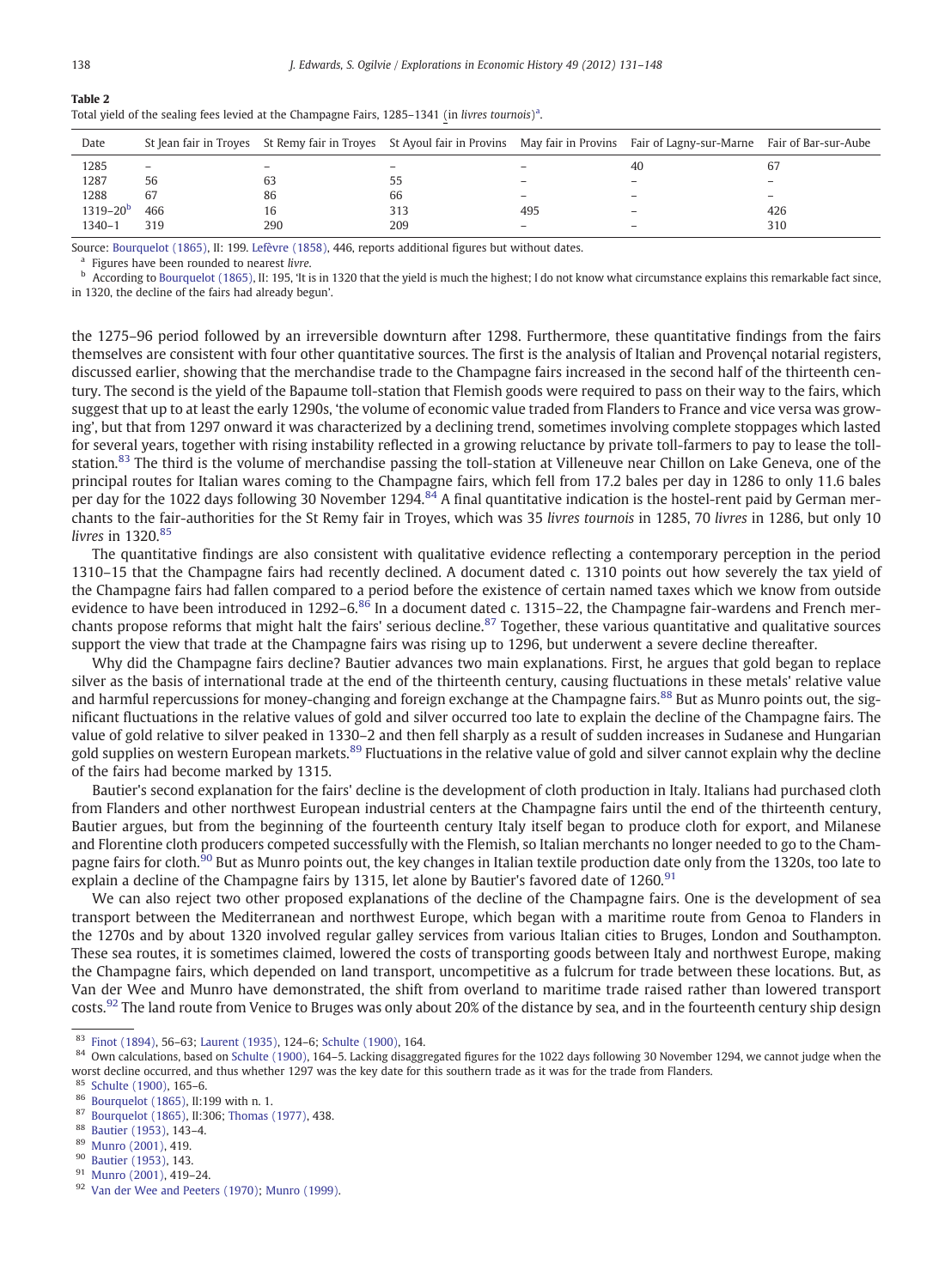**Table 2**
Total yield of the sealing fees levied at the Champagne Fairs, 1285–1341 (in *livres tournois*)[a].

| Date | St Jean fair in Troyes | St Remy fair in Troyes | St Ayoul fair in Provins | May fair in Provins | Fair of Lagny-sur-Marne | Fair of Bar-sur-Aube |
|---|---|---|---|---|---|---|
| 1285 | – | – | – | – | 40 | 67 |
| 1287 | 56 | 63 | 55 | – | – | – |
| 1288 | 67 | 86 | 66 | – | – | – |
| 1319–20[b] | 466 | 16 | 313 | 495 | – | 426 |
| 1340–1 | 319 | 290 | 209 | – | – | 310 |

Source: Bourquelot (1865), II: 199. Lefèvre (1858), 446, reports additional figures but without dates.

[a] Figures have been rounded to nearest *livre*.

[b] According to Bourquelot (1865), II: 195, 'It is in 1320 that the yield is much the highest; I do not know what circumstance explains this remarkable fact since, in 1320, the decline of the fairs had already begun'.

the 1275–96 period followed by an irreversible downturn after 1298. Furthermore, these quantitative findings from the fairs themselves are consistent with four other quantitative sources. The first is the analysis of Italian and Provençal notarial registers, discussed earlier, showing that the merchandise trade to the Champagne fairs increased in the second half of the thirteenth century. The second is the yield of the Bapaume toll-station that Flemish goods were required to pass on their way to the fairs, which suggest that up to at least the early 1290s, 'the volume of economic value traded from Flanders to France and vice versa was growing', but that from 1297 onward it was characterized by a declining trend, sometimes involving complete stoppages which lasted for several years, together with rising instability reflected in a growing reluctance by private toll-farmers to pay to lease the toll-station.[83] The third is the volume of merchandise passing the toll-station at Villeneuve near Chillon on Lake Geneva, one of the principal routes for Italian wares coming to the Champagne fairs, which fell from 17.2 bales per day in 1286 to only 11.6 bales per day for the 1022 days following 30 November 1294.[84] A final quantitative indication is the hostel-rent paid by German merchants to the fair-authorities for the St Remy fair in Troyes, which was 35 *livres tournois* in 1285, 70 *livres* in 1286, but only 10 *livres* in 1320.[85]

The quantitative findings are also consistent with qualitative evidence reflecting a contemporary perception in the period 1310–15 that the Champagne fairs had recently declined. A document dated c. 1310 points out how severely the tax yield of the Champagne fairs had fallen compared to a period before the existence of certain named taxes which we know from outside evidence to have been introduced in 1292–6.[86] In a document dated c. 1315–22, the Champagne fair-wardens and French merchants propose reforms that might halt the fairs' serious decline.[87] Together, these various quantitative and qualitative sources support the view that trade at the Champagne fairs was rising up to 1296, but underwent a severe decline thereafter.

Why did the Champagne fairs decline? Bautier advances two main explanations. First, he argues that gold began to replace silver as the basis of international trade at the end of the thirteenth century, causing fluctuations in these metals' relative value and harmful repercussions for money-changing and foreign exchange at the Champagne fairs.[88] But as Munro points out, the significant fluctuations in the relative values of gold and silver occurred too late to explain the decline of the Champagne fairs. The value of gold relative to silver peaked in 1330–2 and then fell sharply as a result of sudden increases in Sudanese and Hungarian gold supplies on western European markets.[89] Fluctuations in the relative value of gold and silver cannot explain why the decline of the fairs had become marked by 1315.

Bautier's second explanation for the fairs' decline is the development of cloth production in Italy. Italians had purchased cloth from Flanders and other northwest European industrial centers at the Champagne fairs until the end of the thirteenth century, Bautier argues, but from the beginning of the fourteenth century Italy itself began to produce cloth for export, and Milanese and Florentine cloth producers competed successfully with the Flemish, so Italian merchants no longer needed to go to the Champagne fairs for cloth.[90] But as Munro points out, the key changes in Italian textile production date only from the 1320s, too late to explain a decline of the Champagne fairs by 1315, let alone by Bautier's favored date of 1260.[91]

We can also reject two other proposed explanations of the decline of the Champagne fairs. One is the development of sea transport between the Mediterranean and northwest Europe, which began with a maritime route from Genoa to Flanders in the 1270s and by about 1320 involved regular galley services from various Italian cities to Bruges, London and Southampton. These sea routes, it is sometimes claimed, lowered the costs of transporting goods between Italy and northwest Europe, making the Champagne fairs, which depended on land transport, uncompetitive as a fulcrum for trade between these locations. But, as Van der Wee and Munro have demonstrated, the shift from overland to maritime trade raised rather than lowered transport costs.[92] The land route from Venice to Bruges was only about 20% of the distance by sea, and in the fourteenth century ship design

[83] Finot (1894), 56–63; Laurent (1935), 124–6; Schulte (1900), 164.

[84] Own calculations, based on Schulte (1900), 164–5. Lacking disaggregated figures for the 1022 days following 30 November 1294, we cannot judge when the worst decline occurred, and thus whether 1297 was the key date for this southern trade as it was for the trade from Flanders.

[85] Schulte (1900), 165–6.

[86] Bourquelot (1865), II:199 with n. 1.

[87] Bourquelot (1865), II:306; Thomas (1977), 438.

[88] Bautier (1953), 143–4.

[89] Munro (2001), 419.

[90] Bautier (1953), 143.

[91] Munro (2001), 419–24.

[92] Van der Wee and Peeters (1970); Munro (1999).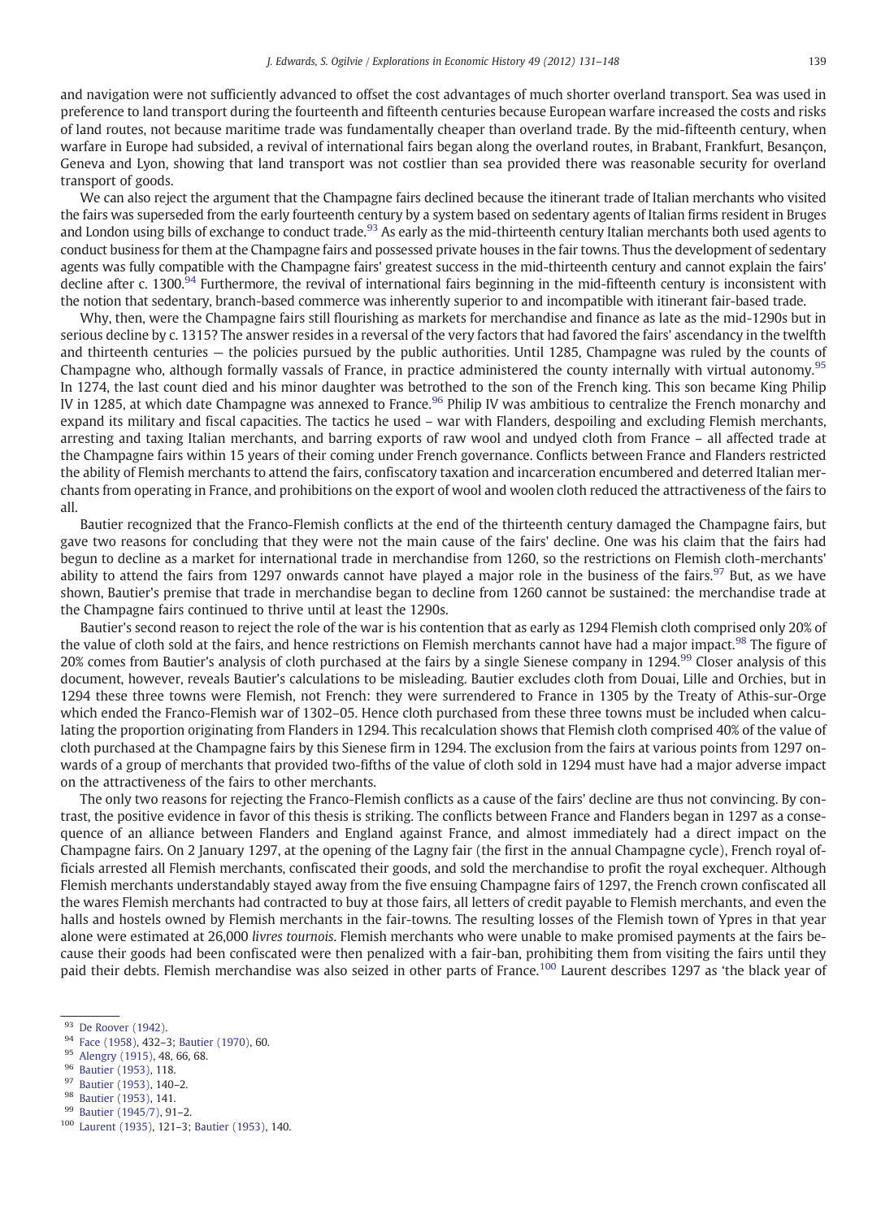and navigation were not sufficiently advanced to offset the cost advantages of much shorter overland transport. Sea was used in preference to land transport during the fourteenth and fifteenth centuries because European warfare increased the costs and risks of land routes, not because maritime trade was fundamentally cheaper than overland trade. By the mid-fifteenth century, when warfare in Europe had subsided, a revival of international fairs began along the overland routes, in Brabant, Frankfurt, Besançon, Geneva and Lyon, showing that land transport was not costlier than sea provided there was reasonable security for overland transport of goods.

We can also reject the argument that the Champagne fairs declined because the itinerant trade of Italian merchants who visited the fairs was superseded from the early fourteenth century by a system based on sedentary agents of Italian firms resident in Bruges and London using bills of exchange to conduct trade.[93] As early as the mid-thirteenth century Italian merchants both used agents to conduct business for them at the Champagne fairs and possessed private houses in the fair towns. Thus the development of sedentary agents was fully compatible with the Champagne fairs' greatest success in the mid-thirteenth century and cannot explain the fairs' decline after c. 1300.[94] Furthermore, the revival of international fairs beginning in the mid-fifteenth century is inconsistent with the notion that sedentary, branch-based commerce was inherently superior to and incompatible with itinerant fair-based trade.

Why, then, were the Champagne fairs still flourishing as markets for merchandise and finance as late as the mid-1290s but in serious decline by c. 1315? The answer resides in a reversal of the very factors that had favored the fairs' ascendancy in the twelfth and thirteenth centuries — the policies pursued by the public authorities. Until 1285, Champagne was ruled by the counts of Champagne who, although formally vassals of France, in practice administered the county internally with virtual autonomy.[95] In 1274, the last count died and his minor daughter was betrothed to the son of the French king. This son became King Philip IV in 1285, at which date Champagne was annexed to France.[96] Philip IV was ambitious to centralize the French monarchy and expand its military and fiscal capacities. The tactics he used – war with Flanders, despoiling and excluding Flemish merchants, arresting and taxing Italian merchants, and barring exports of raw wool and undyed cloth from France – all affected trade at the Champagne fairs within 15 years of their coming under French governance. Conflicts between France and Flanders restricted the ability of Flemish merchants to attend the fairs, confiscatory taxation and incarceration encumbered and deterred Italian merchants from operating in France, and prohibitions on the export of wool and woolen cloth reduced the attractiveness of the fairs to all.

Bautier recognized that the Franco-Flemish conflicts at the end of the thirteenth century damaged the Champagne fairs, but gave two reasons for concluding that they were not the main cause of the fairs' decline. One was his claim that the fairs had begun to decline as a market for international trade in merchandise from 1260, so the restrictions on Flemish cloth-merchants' ability to attend the fairs from 1297 onwards cannot have played a major role in the business of the fairs.[97] But, as we have shown, Bautier's premise that trade in merchandise began to decline from 1260 cannot be sustained: the merchandise trade at the Champagne fairs continued to thrive until at least the 1290s.

Bautier's second reason to reject the role of the war is his contention that as early as 1294 Flemish cloth comprised only 20% of the value of cloth sold at the fairs, and hence restrictions on Flemish merchants cannot have had a major impact.[98] The figure of 20% comes from Bautier's analysis of cloth purchased at the fairs by a single Sienese company in 1294.[99] Closer analysis of this document, however, reveals Bautier's calculations to be misleading. Bautier excludes cloth from Douai, Lille and Orchies, but in 1294 these three towns were Flemish, not French: they were surrendered to France in 1305 by the Treaty of Athis-sur-Orge which ended the Franco-Flemish war of 1302–05. Hence cloth purchased from these three towns must be included when calculating the proportion originating from Flanders in 1294. This recalculation shows that Flemish cloth comprised 40% of the value of cloth purchased at the Champagne fairs by this Sienese firm in 1294. The exclusion from the fairs at various points from 1297 onwards of a group of merchants that provided two-fifths of the value of cloth sold in 1294 must have had a major adverse impact on the attractiveness of the fairs to other merchants.

The only two reasons for rejecting the Franco-Flemish conflicts as a cause of the fairs' decline are thus not convincing. By contrast, the positive evidence in favor of this thesis is striking. The conflicts between France and Flanders began in 1297 as a consequence of an alliance between Flanders and England against France, and almost immediately had a direct impact on the Champagne fairs. On 2 January 1297, at the opening of the Lagny fair (the first in the annual Champagne cycle), French royal officials arrested all Flemish merchants, confiscated their goods, and sold the merchandise to profit the royal exchequer. Although Flemish merchants understandably stayed away from the five ensuing Champagne fairs of 1297, the French crown confiscated all the wares Flemish merchants had contracted to buy at those fairs, all letters of credit payable to Flemish merchants, and even the halls and hostels owned by Flemish merchants in the fair-towns. The resulting losses of the Flemish town of Ypres in that year alone were estimated at 26,000 *livres tournois*. Flemish merchants who were unable to make promised payments at the fairs because their goods had been confiscated were then penalized with a fair-ban, prohibiting them from visiting the fairs until they paid their debts. Flemish merchandise was also seized in other parts of France.[100] Laurent describes 1297 as 'the black year of

---

93 De Roover (1942).

94 Face (1958), 432–3; Bautier (1970), 60.

95 Alengry (1915), 48, 66, 68.

96 Bautier (1953), 118.

97 Bautier (1953), 140–2.

98 Bautier (1953), 141.

99 Bautier (1945/7), 91–2.

100 Laurent (1935), 121–3; Bautier (1953), 140.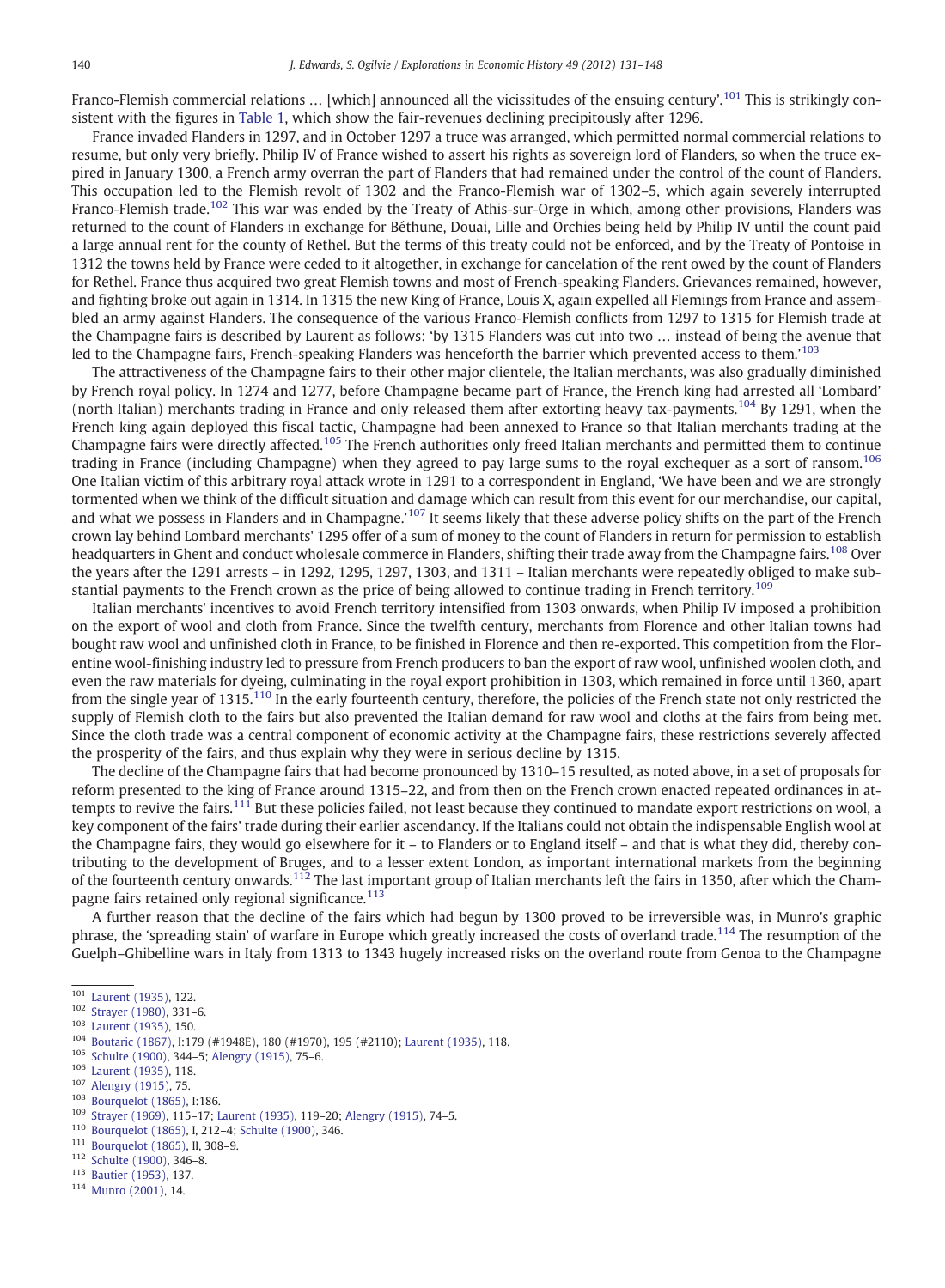Franco-Flemish commercial relations … [which] announced all the vicissitudes of the ensuing century'.[101] This is strikingly consistent with the figures in Table 1, which show the fair-revenues declining precipitously after 1296.

France invaded Flanders in 1297, and in October 1297 a truce was arranged, which permitted normal commercial relations to resume, but only very briefly. Philip IV of France wished to assert his rights as sovereign lord of Flanders, so when the truce expired in January 1300, a French army overran the part of Flanders that had remained under the control of the count of Flanders. This occupation led to the Flemish revolt of 1302 and the Franco-Flemish war of 1302–5, which again severely interrupted Franco-Flemish trade.[102] This war was ended by the Treaty of Athis-sur-Orge in which, among other provisions, Flanders was returned to the count of Flanders in exchange for Béthune, Douai, Lille and Orchies being held by Philip IV until the count paid a large annual rent for the county of Rethel. But the terms of this treaty could not be enforced, and by the Treaty of Pontoise in 1312 the towns held by France were ceded to it altogether, in exchange for cancelation of the rent owed by the count of Flanders for Rethel. France thus acquired two great Flemish towns and most of French-speaking Flanders. Grievances remained, however, and fighting broke out again in 1314. In 1315 the new King of France, Louis X, again expelled all Flemings from France and assembled an army against Flanders. The consequence of the various Franco-Flemish conflicts from 1297 to 1315 for Flemish trade at the Champagne fairs is described by Laurent as follows: 'by 1315 Flanders was cut into two … instead of being the avenue that led to the Champagne fairs, French-speaking Flanders was henceforth the barrier which prevented access to them.'[103]

The attractiveness of the Champagne fairs to their other major clientele, the Italian merchants, was also gradually diminished by French royal policy. In 1274 and 1277, before Champagne became part of France, the French king had arrested all 'Lombard' (north Italian) merchants trading in France and only released them after extorting heavy tax-payments.[104] By 1291, when the French king again deployed this fiscal tactic, Champagne had been annexed to France so that Italian merchants trading at the Champagne fairs were directly affected.[105] The French authorities only freed Italian merchants and permitted them to continue trading in France (including Champagne) when they agreed to pay large sums to the royal exchequer as a sort of ransom.[106] One Italian victim of this arbitrary royal attack wrote in 1291 to a correspondent in England, 'We have been and we are strongly tormented when we think of the difficult situation and damage which can result from this event for our merchandise, our capital, and what we possess in Flanders and in Champagne.'[107] It seems likely that these adverse policy shifts on the part of the French crown lay behind Lombard merchants' 1295 offer of a sum of money to the count of Flanders in return for permission to establish headquarters in Ghent and conduct wholesale commerce in Flanders, shifting their trade away from the Champagne fairs.[108] Over the years after the 1291 arrests – in 1292, 1295, 1297, 1303, and 1311 – Italian merchants were repeatedly obliged to make substantial payments to the French crown as the price of being allowed to continue trading in French territory.[109]

Italian merchants' incentives to avoid French territory intensified from 1303 onwards, when Philip IV imposed a prohibition on the export of wool and cloth from France. Since the twelfth century, merchants from Florence and other Italian towns had bought raw wool and unfinished cloth in France, to be finished in Florence and then re-exported. This competition from the Florentine wool-finishing industry led to pressure from French producers to ban the export of raw wool, unfinished woolen cloth, and even the raw materials for dyeing, culminating in the royal export prohibition in 1303, which remained in force until 1360, apart from the single year of 1315.[110] In the early fourteenth century, therefore, the policies of the French state not only restricted the supply of Flemish cloth to the fairs but also prevented the Italian demand for raw wool and cloths at the fairs from being met. Since the cloth trade was a central component of economic activity at the Champagne fairs, these restrictions severely affected the prosperity of the fairs, and thus explain why they were in serious decline by 1315.

The decline of the Champagne fairs that had become pronounced by 1310–15 resulted, as noted above, in a set of proposals for reform presented to the king of France around 1315–22, and from then on the French crown enacted repeated ordinances in attempts to revive the fairs.[111] But these policies failed, not least because they continued to mandate export restrictions on wool, a key component of the fairs' trade during their earlier ascendancy. If the Italians could not obtain the indispensable English wool at the Champagne fairs, they would go elsewhere for it – to Flanders or to England itself – and that is what they did, thereby contributing to the development of Bruges, and to a lesser extent London, as important international markets from the beginning of the fourteenth century onwards.[112] The last important group of Italian merchants left the fairs in 1350, after which the Champagne fairs retained only regional significance.[113]

A further reason that the decline of the fairs which had begun by 1300 proved to be irreversible was, in Munro's graphic phrase, the 'spreading stain' of warfare in Europe which greatly increased the costs of overland trade.[114] The resumption of the Guelph–Ghibelline wars in Italy from 1313 to 1343 hugely increased risks on the overland route from Genoa to the Champagne

---

[101] Laurent (1935), 122.
[102] Strayer (1980), 331–6.
[103] Laurent (1935), 150.
[104] Boutaric (1867), I:179 (#1948E), 180 (#1970), 195 (#2110); Laurent (1935), 118.
[105] Schulte (1900), 344–5; Alengry (1915), 75–6.
[106] Laurent (1935), 118.
[107] Alengry (1915), 75.
[108] Bourquelot (1865), I:186.
[109] Strayer (1969), 115–17; Laurent (1935), 119–20; Alengry (1915), 74–5.
[110] Bourquelot (1865), I, 212–4; Schulte (1900), 346.
[111] Bourquelot (1865), II, 308–9.
[112] Schulte (1900), 346–8.
[113] Bautier (1953), 137.
[114] Munro (2001), 14.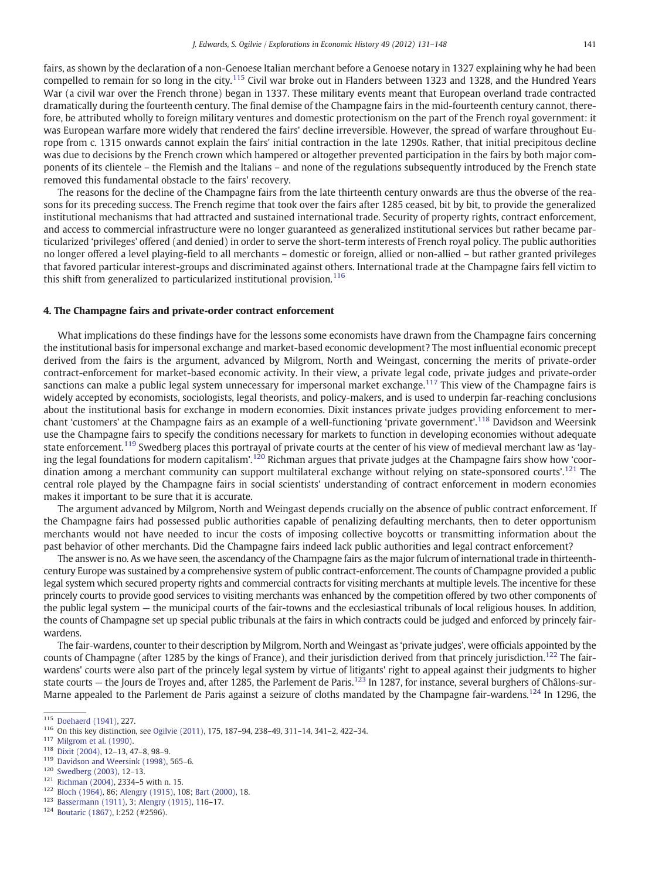fairs, as shown by the declaration of a non-Genoese Italian merchant before a Genoese notary in 1327 explaining why he had been compelled to remain for so long in the city.[115] Civil war broke out in Flanders between 1323 and 1328, and the Hundred Years War (a civil war over the French throne) began in 1337. These military events meant that European overland trade contracted dramatically during the fourteenth century. The final demise of the Champagne fairs in the mid-fourteenth century cannot, therefore, be attributed wholly to foreign military ventures and domestic protectionism on the part of the French royal government: it was European warfare more widely that rendered the fairs' decline irreversible. However, the spread of warfare throughout Europe from c. 1315 onwards cannot explain the fairs' initial contraction in the late 1290s. Rather, that initial precipitous decline was due to decisions by the French crown which hampered or altogether prevented participation in the fairs by both major components of its clientele – the Flemish and the Italians – and none of the regulations subsequently introduced by the French state removed this fundamental obstacle to the fairs' recovery.

The reasons for the decline of the Champagne fairs from the late thirteenth century onwards are thus the obverse of the reasons for its preceding success. The French regime that took over the fairs after 1285 ceased, bit by bit, to provide the generalized institutional mechanisms that had attracted and sustained international trade. Security of property rights, contract enforcement, and access to commercial infrastructure were no longer guaranteed as generalized institutional services but rather became particularized 'privileges' offered (and denied) in order to serve the short-term interests of French royal policy. The public authorities no longer offered a level playing-field to all merchants – domestic or foreign, allied or non-allied – but rather granted privileges that favored particular interest-groups and discriminated against others. International trade at the Champagne fairs fell victim to this shift from generalized to particularized institutional provision.[116]

## 4. The Champagne fairs and private-order contract enforcement

What implications do these findings have for the lessons some economists have drawn from the Champagne fairs concerning the institutional basis for impersonal exchange and market-based economic development? The most influential economic precept derived from the fairs is the argument, advanced by Milgrom, North and Weingast, concerning the merits of private-order contract-enforcement for market-based economic activity. In their view, a private legal code, private judges and private-order sanctions can make a public legal system unnecessary for impersonal market exchange.[117] This view of the Champagne fairs is widely accepted by economists, sociologists, legal theorists, and policy-makers, and is used to underpin far-reaching conclusions about the institutional basis for exchange in modern economies. Dixit instances private judges providing enforcement to merchant 'customers' at the Champagne fairs as an example of a well-functioning 'private government'.[118] Davidson and Weersink use the Champagne fairs to specify the conditions necessary for markets to function in developing economies without adequate state enforcement.[119] Swedberg places this portrayal of private courts at the center of his view of medieval merchant law as 'laying the legal foundations for modern capitalism'.[120] Richman argues that private judges at the Champagne fairs show how 'coordination among a merchant community can support multilateral exchange without relying on state-sponsored courts'.[121] The central role played by the Champagne fairs in social scientists' understanding of contract enforcement in modern economies makes it important to be sure that it is accurate.

The argument advanced by Milgrom, North and Weingast depends crucially on the absence of public contract enforcement. If the Champagne fairs had possessed public authorities capable of penalizing defaulting merchants, then to deter opportunism merchants would not have needed to incur the costs of imposing collective boycotts or transmitting information about the past behavior of other merchants. Did the Champagne fairs indeed lack public authorities and legal contract enforcement?

The answer is no. As we have seen, the ascendancy of the Champagne fairs as the major fulcrum of international trade in thirteenth-century Europe was sustained by a comprehensive system of public contract-enforcement. The counts of Champagne provided a public legal system which secured property rights and commercial contracts for visiting merchants at multiple levels. The incentive for these princely courts to provide good services to visiting merchants was enhanced by the competition offered by two other components of the public legal system — the municipal courts of the fair-towns and the ecclesiastical tribunals of local religious houses. In addition, the counts of Champagne set up special public tribunals at the fairs in which contracts could be judged and enforced by princely fair-wardens.

The fair-wardens, counter to their description by Milgrom, North and Weingast as 'private judges', were officials appointed by the counts of Champagne (after 1285 by the kings of France), and their jurisdiction derived from that princely jurisdiction.[122] The fair-wardens' courts were also part of the princely legal system by virtue of litigants' right to appeal against their judgments to higher state courts — the Jours de Troyes and, after 1285, the Parlement de Paris.[123] In 1287, for instance, several burghers of Châlons-sur-Marne appealed to the Parlement de Paris against a seizure of cloths mandated by the Champagne fair-wardens.[124] In 1296, the

---

[115] Doehaerd (1941), 227.

[116] On this key distinction, see Ogilvie (2011), 175, 187–94, 238–49, 311–14, 341–2, 422–34.

[117] Milgrom et al. (1990).

[118] Dixit (2004), 12–13, 47–8, 98–9.

[119] Davidson and Weersink (1998), 565–6.

[120] Swedberg (2003), 12–13.

[121] Richman (2004), 2334–5 with n. 15.

[122] Bloch (1964), 86; Alengry (1915), 108; Bart (2000), 18.

[123] Bassermann (1911), 3; Alengry (1915), 116–17.

[124] Boutaric (1867), I:252 (#2596).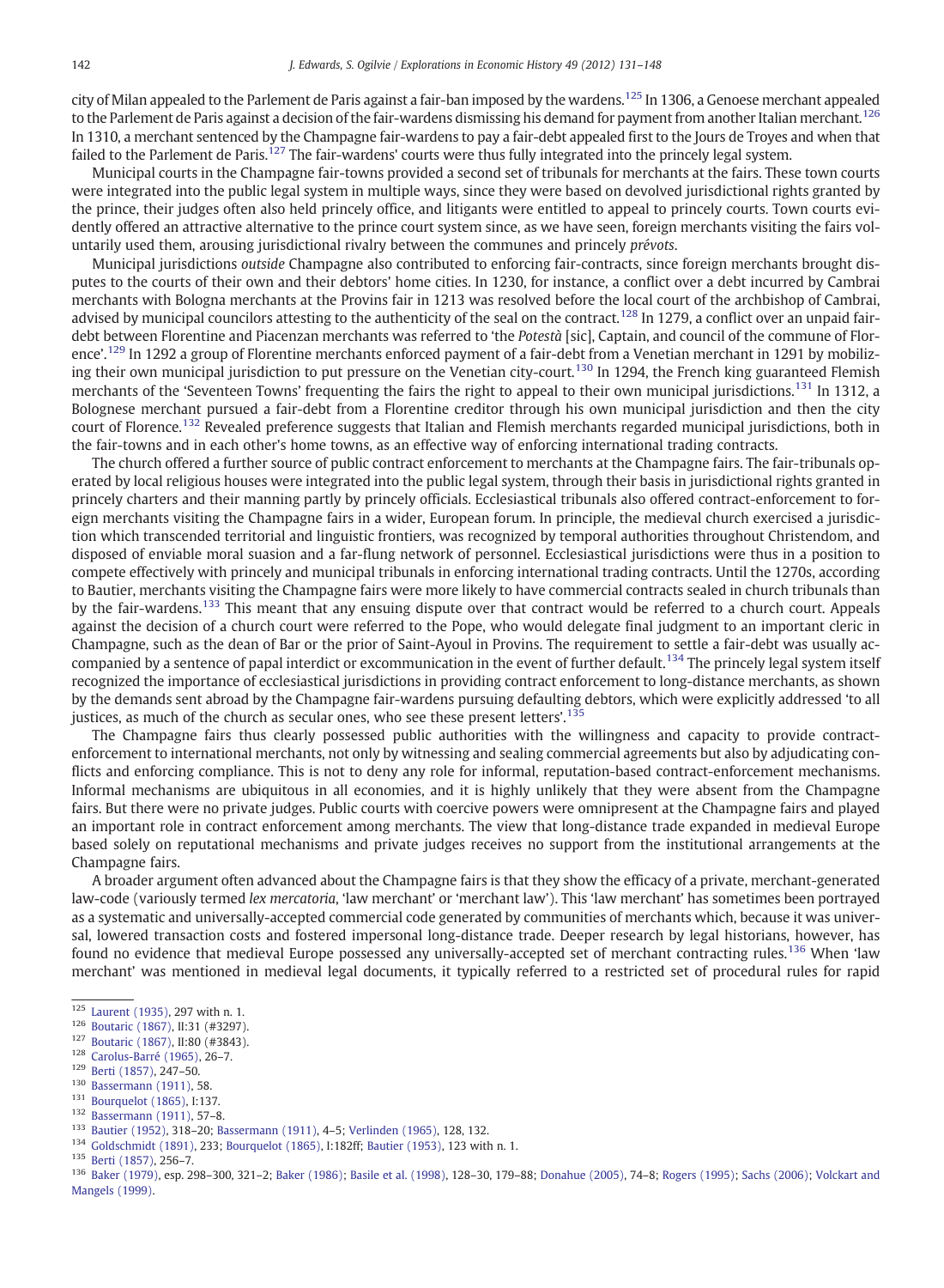city of Milan appealed to the Parlement de Paris against a fair-ban imposed by the wardens.[125] In 1306, a Genoese merchant appealed to the Parlement de Paris against a decision of the fair-wardens dismissing his demand for payment from another Italian merchant.[126] In 1310, a merchant sentenced by the Champagne fair-wardens to pay a fair-debt appealed first to the Jours de Troyes and when that failed to the Parlement de Paris.[127] The fair-wardens' courts were thus fully integrated into the princely legal system.

Municipal courts in the Champagne fair-towns provided a second set of tribunals for merchants at the fairs. These town courts were integrated into the public legal system in multiple ways, since they were based on devolved jurisdictional rights granted by the prince, their judges often also held princely office, and litigants were entitled to appeal to princely courts. Town courts evidently offered an attractive alternative to the prince court system since, as we have seen, foreign merchants visiting the fairs voluntarily used them, arousing jurisdictional rivalry between the communes and princely *prévots*.

Municipal jurisdictions *outside* Champagne also contributed to enforcing fair-contracts, since foreign merchants brought disputes to the courts of their own and their debtors' home cities. In 1230, for instance, a conflict over a debt incurred by Cambrai merchants with Bologna merchants at the Provins fair in 1213 was resolved before the local court of the archbishop of Cambrai, advised by municipal councilors attesting to the authenticity of the seal on the contract.[128] In 1279, a conflict over an unpaid fair-debt between Florentine and Piacenzan merchants was referred to 'the *Potestà* [sic], Captain, and council of the commune of Florence'.[129] In 1292 a group of Florentine merchants enforced payment of a fair-debt from a Venetian merchant in 1291 by mobilizing their own municipal jurisdiction to put pressure on the Venetian city-court.[130] In 1294, the French king guaranteed Flemish merchants of the 'Seventeen Towns' frequenting the fairs the right to appeal to their own municipal jurisdictions.[131] In 1312, a Bolognese merchant pursued a fair-debt from a Florentine creditor through his own municipal jurisdiction and then the city court of Florence.[132] Revealed preference suggests that Italian and Flemish merchants regarded municipal jurisdictions, both in the fair-towns and in each other's home towns, as an effective way of enforcing international trading contracts.

The church offered a further source of public contract enforcement to merchants at the Champagne fairs. The fair-tribunals operated by local religious houses were integrated into the public legal system, through their basis in jurisdictional rights granted in princely charters and their manning partly by princely officials. Ecclesiastical tribunals also offered contract-enforcement to foreign merchants visiting the Champagne fairs in a wider, European forum. In principle, the medieval church exercised a jurisdiction which transcended territorial and linguistic frontiers, was recognized by temporal authorities throughout Christendom, and disposed of enviable moral suasion and a far-flung network of personnel. Ecclesiastical jurisdictions were thus in a position to compete effectively with princely and municipal tribunals in enforcing international trading contracts. Until the 1270s, according to Bautier, merchants visiting the Champagne fairs were more likely to have commercial contracts sealed in church tribunals than by the fair-wardens.[133] This meant that any ensuing dispute over that contract would be referred to a church court. Appeals against the decision of a church court were referred to the Pope, who would delegate final judgment to an important cleric in Champagne, such as the dean of Bar or the prior of Saint-Ayoul in Provins. The requirement to settle a fair-debt was usually accompanied by a sentence of papal interdict or excommunication in the event of further default.[134] The princely legal system itself recognized the importance of ecclesiastical jurisdictions in providing contract enforcement to long-distance merchants, as shown by the demands sent abroad by the Champagne fair-wardens pursuing defaulting debtors, which were explicitly addressed 'to all justices, as much of the church as secular ones, who see these present letters'.[135]

The Champagne fairs thus clearly possessed public authorities with the willingness and capacity to provide contract-enforcement to international merchants, not only by witnessing and sealing commercial agreements but also by adjudicating conflicts and enforcing compliance. This is not to deny any role for informal, reputation-based contract-enforcement mechanisms. Informal mechanisms are ubiquitous in all economies, and it is highly unlikely that they were absent from the Champagne fairs. But there were no private judges. Public courts with coercive powers were omnipresent at the Champagne fairs and played an important role in contract enforcement among merchants. The view that long-distance trade expanded in medieval Europe based solely on reputational mechanisms and private judges receives no support from the institutional arrangements at the Champagne fairs.

A broader argument often advanced about the Champagne fairs is that they show the efficacy of a private, merchant-generated law-code (variously termed *lex mercatoria*, 'law merchant' or 'merchant law'). This 'law merchant' has sometimes been portrayed as a systematic and universally-accepted commercial code generated by communities of merchants which, because it was universal, lowered transaction costs and fostered impersonal long-distance trade. Deeper research by legal historians, however, has found no evidence that medieval Europe possessed any universally-accepted set of merchant contracting rules.[136] When 'law merchant' was mentioned in medieval legal documents, it typically referred to a restricted set of procedural rules for rapid

[125] Laurent (1935), 297 with n. 1.

[126] Boutaric (1867), II:31 (#3297).

[127] Boutaric (1867), II:80 (#3843).

[128] Carolus-Barré (1965), 26–7.

[129] Berti (1857), 247–50.

[130] Bassermann (1911), 58.

[131] Bourquelot (1865), I:137.

[132] Bassermann (1911), 57–8.

[133] Bautier (1952), 318–20; Bassermann (1911), 4–5; Verlinden (1965), 128, 132.

[134] Goldschmidt (1891), 233; Bourquelot (1865), I:182ff; Bautier (1953), 123 with n. 1.

[135] Berti (1857), 256–7.

[136] Baker (1979), esp. 298–300, 321–2; Baker (1986); Basile et al. (1998), 128–30, 179–88; Donahue (2005), 74–8; Rogers (1995); Sachs (2006); Volckart and Mangels (1999).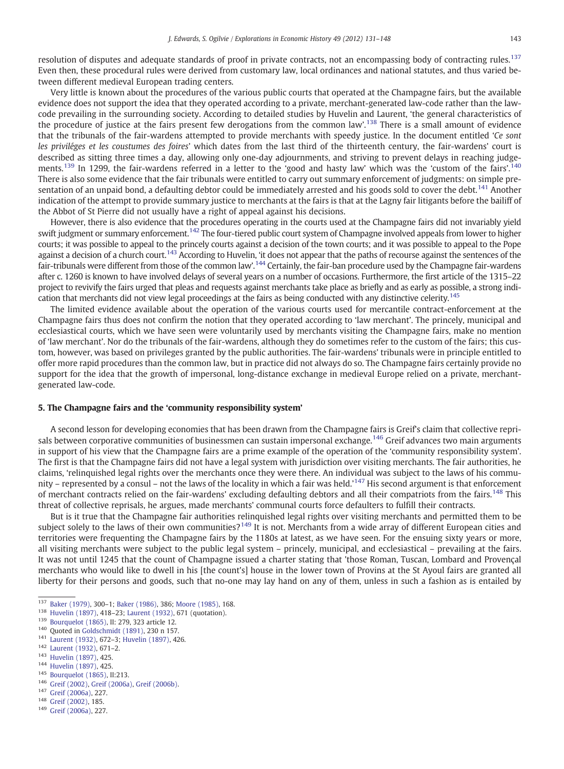resolution of disputes and adequate standards of proof in private contracts, not an encompassing body of contracting rules.[137] Even then, these procedural rules were derived from customary law, local ordinances and national statutes, and thus varied between different medieval European trading centers.

Very little is known about the procedures of the various public courts that operated at the Champagne fairs, but the available evidence does not support the idea that they operated according to a private, merchant-generated law-code rather than the law-code prevailing in the surrounding society. According to detailed studies by Huvelin and Laurent, 'the general characteristics of the procedure of justice at the fairs present few derogations from the common law'.[138] There is a small amount of evidence that the tribunals of the fair-wardens attempted to provide merchants with speedy justice. In the document entitled '*Ce sont les priviléges et les coustumes des foires*' which dates from the last third of the thirteenth century, the fair-wardens' court is described as sitting three times a day, allowing only one-day adjournments, and striving to prevent delays in reaching judgements.[139] In 1299, the fair-wardens referred in a letter to the 'good and hasty law' which was the 'custom of the fairs'.[140] There is also some evidence that the fair tribunals were entitled to carry out summary enforcement of judgments: on simple presentation of an unpaid bond, a defaulting debtor could be immediately arrested and his goods sold to cover the debt.[141] Another indication of the attempt to provide summary justice to merchants at the fairs is that at the Lagny fair litigants before the bailiff of the Abbot of St Pierre did not usually have a right of appeal against his decisions.

However, there is also evidence that the procedures operating in the courts used at the Champagne fairs did not invariably yield swift judgment or summary enforcement.[142] The four-tiered public court system of Champagne involved appeals from lower to higher courts; it was possible to appeal to the princely courts against a decision of the town courts; and it was possible to appeal to the Pope against a decision of a church court.[143] According to Huvelin, 'it does not appear that the paths of recourse against the sentences of the fair-tribunals were different from those of the common law'.[144] Certainly, the fair-ban procedure used by the Champagne fair-wardens after c. 1260 is known to have involved delays of several years on a number of occasions. Furthermore, the first article of the 1315–22 project to revivify the fairs urged that pleas and requests against merchants take place as briefly and as early as possible, a strong indication that merchants did not view legal proceedings at the fairs as being conducted with any distinctive celerity.[145]

The limited evidence available about the operation of the various courts used for mercantile contract-enforcement at the Champagne fairs thus does not confirm the notion that they operated according to 'law merchant'. The princely, municipal and ecclesiastical courts, which we have seen were voluntarily used by merchants visiting the Champagne fairs, make no mention of 'law merchant'. Nor do the tribunals of the fair-wardens, although they do sometimes refer to the custom of the fairs; this custom, however, was based on privileges granted by the public authorities. The fair-wardens' tribunals were in principle entitled to offer more rapid procedures than the common law, but in practice did not always do so. The Champagne fairs certainly provide no support for the idea that the growth of impersonal, long-distance exchange in medieval Europe relied on a private, merchant-generated law-code.

## 5. The Champagne fairs and the 'community responsibility system'

A second lesson for developing economies that has been drawn from the Champagne fairs is Greif's claim that collective reprisals between corporative communities of businessmen can sustain impersonal exchange.[146] Greif advances two main arguments in support of his view that the Champagne fairs are a prime example of the operation of the 'community responsibility system'. The first is that the Champagne fairs did not have a legal system with jurisdiction over visiting merchants. The fair authorities, he claims, 'relinquished legal rights over the merchants once they were there. An individual was subject to the laws of his community – represented by a consul – not the laws of the locality in which a fair was held.'[147] His second argument is that enforcement of merchant contracts relied on the fair-wardens' excluding defaulting debtors and all their compatriots from the fairs.[148] This threat of collective reprisals, he argues, made merchants' communal courts force defaulters to fulfill their contracts.

But is it true that the Champagne fair authorities relinquished legal rights over visiting merchants and permitted them to be subject solely to the laws of their own communities?[149] It is not. Merchants from a wide array of different European cities and territories were frequenting the Champagne fairs by the 1180s at latest, as we have seen. For the ensuing sixty years or more, all visiting merchants were subject to the public legal system – princely, municipal, and ecclesiastical – prevailing at the fairs. It was not until 1245 that the count of Champagne issued a charter stating that 'those Roman, Tuscan, Lombard and Provençal merchants who would like to dwell in his [the count's] house in the lower town of Provins at the St Ayoul fairs are granted all liberty for their persons and goods, such that no-one may lay hand on any of them, unless in such a fashion as is entailed by

---

[137] Baker (1979), 300–1; Baker (1986), 386; Moore (1985), 168.

[138] Huvelin (1897), 418–23; Laurent (1932), 671 (quotation).

[139] Bourquelot (1865), II: 279, 323 article 12.

[140] Quoted in Goldschmidt (1891), 230 n 157.

[141] Laurent (1932), 672–3; Huvelin (1897), 426.

[142] Laurent (1932), 671–2.

[143] Huvelin (1897), 425.

[144] Huvelin (1897), 425.

[145] Bourquelot (1865), II:213.

[146] Greif (2002), Greif (2006a), Greif (2006b).

[147] Greif (2006a), 227.

[148] Greif (2002), 185.

[149] Greif (2006a), 227.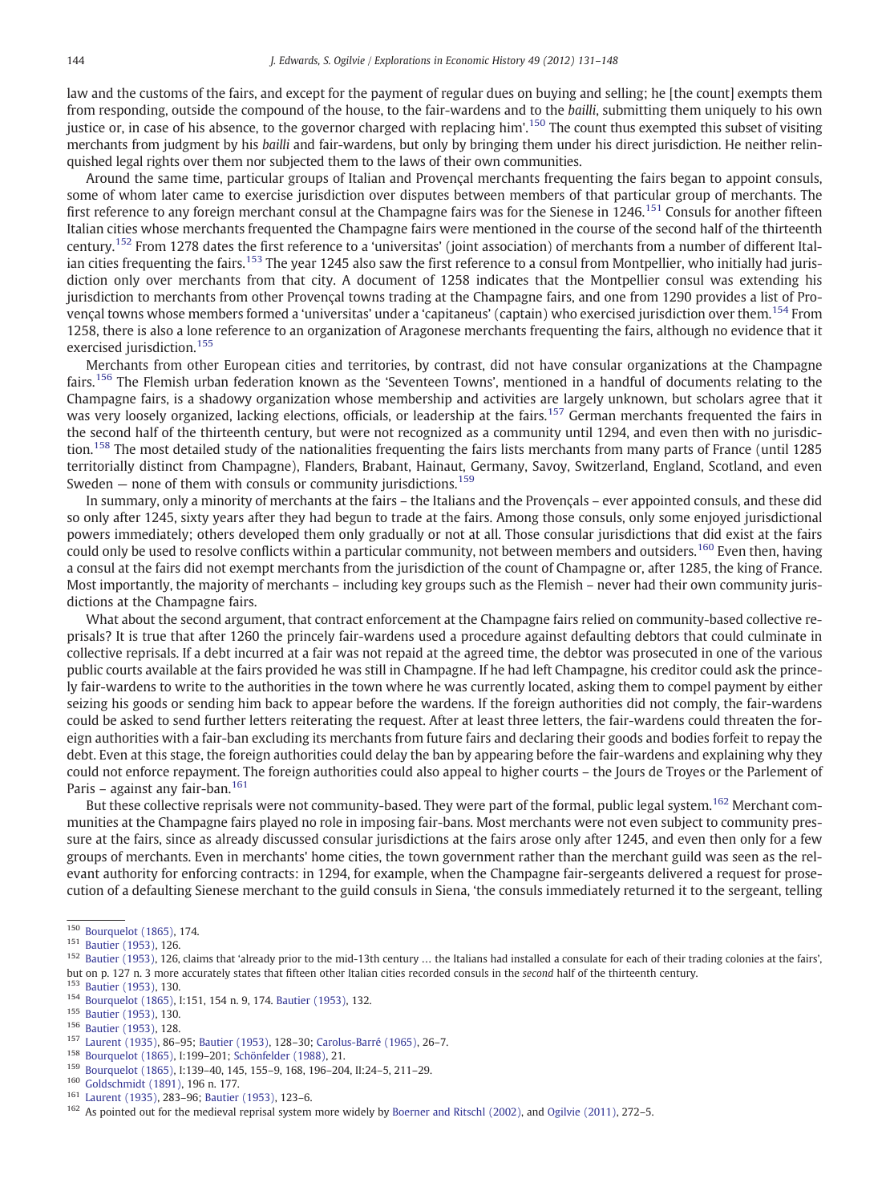law and the customs of the fairs, and except for the payment of regular dues on buying and selling; he [the count] exempts them from responding, outside the compound of the house, to the fair-wardens and to the *bailli*, submitting them uniquely to his own justice or, in case of his absence, to the governor charged with replacing him'.[150] The count thus exempted this subset of visiting merchants from judgment by his *bailli* and fair-wardens, but only by bringing them under his direct jurisdiction. He neither relinquished legal rights over them nor subjected them to the laws of their own communities.

Around the same time, particular groups of Italian and Provençal merchants frequenting the fairs began to appoint consuls, some of whom later came to exercise jurisdiction over disputes between members of that particular group of merchants. The first reference to any foreign merchant consul at the Champagne fairs was for the Sienese in 1246.[151] Consuls for another fifteen Italian cities whose merchants frequented the Champagne fairs were mentioned in the course of the second half of the thirteenth century.[152] From 1278 dates the first reference to a 'universitas' (joint association) of merchants from a number of different Italian cities frequenting the fairs.[153] The year 1245 also saw the first reference to a consul from Montpellier, who initially had jurisdiction only over merchants from that city. A document of 1258 indicates that the Montpellier consul was extending his jurisdiction to merchants from other Provençal towns trading at the Champagne fairs, and one from 1290 provides a list of Provençal towns whose members formed a 'universitas' under a 'capitaneus' (captain) who exercised jurisdiction over them.[154] From 1258, there is also a lone reference to an organization of Aragonese merchants frequenting the fairs, although no evidence that it exercised jurisdiction.[155]

Merchants from other European cities and territories, by contrast, did not have consular organizations at the Champagne fairs.[156] The Flemish urban federation known as the 'Seventeen Towns', mentioned in a handful of documents relating to the Champagne fairs, is a shadowy organization whose membership and activities are largely unknown, but scholars agree that it was very loosely organized, lacking elections, officials, or leadership at the fairs.[157] German merchants frequented the fairs in the second half of the thirteenth century, but were not recognized as a community until 1294, and even then with no jurisdiction.[158] The most detailed study of the nationalities frequenting the fairs lists merchants from many parts of France (until 1285 territorially distinct from Champagne), Flanders, Brabant, Hainaut, Germany, Savoy, Switzerland, England, Scotland, and even Sweden — none of them with consuls or community jurisdictions.[159]

In summary, only a minority of merchants at the fairs – the Italians and the Provençals – ever appointed consuls, and these did so only after 1245, sixty years after they had begun to trade at the fairs. Among those consuls, only some enjoyed jurisdictional powers immediately; others developed them only gradually or not at all. Those consular jurisdictions that did exist at the fairs could only be used to resolve conflicts within a particular community, not between members and outsiders.[160] Even then, having a consul at the fairs did not exempt merchants from the jurisdiction of the count of Champagne or, after 1285, the king of France. Most importantly, the majority of merchants – including key groups such as the Flemish – never had their own community jurisdictions at the Champagne fairs.

What about the second argument, that contract enforcement at the Champagne fairs relied on community-based collective reprisals? It is true that after 1260 the princely fair-wardens used a procedure against defaulting debtors that could culminate in collective reprisals. If a debt incurred at a fair was not repaid at the agreed time, the debtor was prosecuted in one of the various public courts available at the fairs provided he was still in Champagne. If he had left Champagne, his creditor could ask the princely fair-wardens to write to the authorities in the town where he was currently located, asking them to compel payment by either seizing his goods or sending him back to appear before the wardens. If the foreign authorities did not comply, the fair-wardens could be asked to send further letters reiterating the request. After at least three letters, the fair-wardens could threaten the foreign authorities with a fair-ban excluding its merchants from future fairs and declaring their goods and bodies forfeit to repay the debt. Even at this stage, the foreign authorities could delay the ban by appearing before the fair-wardens and explaining why they could not enforce repayment. The foreign authorities could also appeal to higher courts – the Jours de Troyes or the Parlement of Paris – against any fair-ban.[161]

But these collective reprisals were not community-based. They were part of the formal, public legal system.[162] Merchant communities at the Champagne fairs played no role in imposing fair-bans. Most merchants were not even subject to community pressure at the fairs, since as already discussed consular jurisdictions at the fairs arose only after 1245, and even then only for a few groups of merchants. Even in merchants' home cities, the town government rather than the merchant guild was seen as the relevant authority for enforcing contracts: in 1294, for example, when the Champagne fair-sergeants delivered a request for prosecution of a defaulting Sienese merchant to the guild consuls in Siena, 'the consuls immediately returned it to the sergeant, telling

---

[150] Bourquelot (1865), 174.

[151] Bautier (1953), 126.

[152] Bautier (1953), 126, claims that 'already prior to the mid-13th century … the Italians had installed a consulate for each of their trading colonies at the fairs', but on p. 127 n. 3 more accurately states that fifteen other Italian cities recorded consuls in the *second* half of the thirteenth century.

[153] Bautier (1953), 130.

[154] Bourquelot (1865), I:151, 154 n. 9, 174. Bautier (1953), 132.

[155] Bautier (1953), 130.

[156] Bautier (1953), 128.

[157] Laurent (1935), 86–95; Bautier (1953), 128–30; Carolus-Barré (1965), 26–7.

[158] Bourquelot (1865), I:199–201; Schönfelder (1988), 21.

[159] Bourquelot (1865), I:139–40, 145, 155–9, 168, 196–204, II:24–5, 211–29.

[160] Goldschmidt (1891), 196 n. 177.

[161] Laurent (1935), 283–96; Bautier (1953), 123–6.

[162] As pointed out for the medieval reprisal system more widely by Boerner and Ritschl (2002), and Ogilvie (2011), 272–5.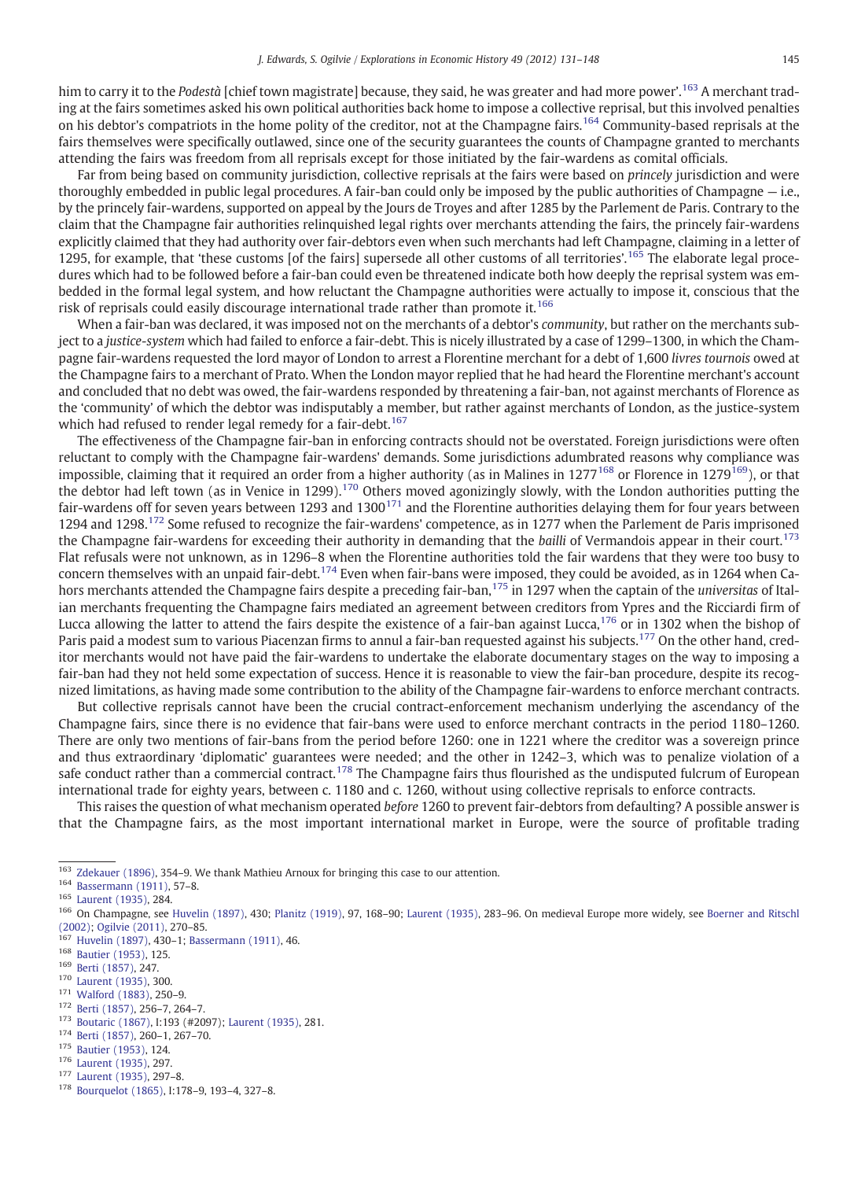him to carry it to the *Podestà* [chief town magistrate] because, they said, he was greater and had more power'.[163] A merchant trading at the fairs sometimes asked his own political authorities back home to impose a collective reprisal, but this involved penalties on his debtor's compatriots in the home polity of the creditor, not at the Champagne fairs.[164] Community-based reprisals at the fairs themselves were specifically outlawed, since one of the security guarantees the counts of Champagne granted to merchants attending the fairs was freedom from all reprisals except for those initiated by the fair-wardens as comital officials.

Far from being based on community jurisdiction, collective reprisals at the fairs were based on *princely* jurisdiction and were thoroughly embedded in public legal procedures. A fair-ban could only be imposed by the public authorities of Champagne — i.e., by the princely fair-wardens, supported on appeal by the Jours de Troyes and after 1285 by the Parlement de Paris. Contrary to the claim that the Champagne fair authorities relinquished legal rights over merchants attending the fairs, the princely fair-wardens explicitly claimed that they had authority over fair-debtors even when such merchants had left Champagne, claiming in a letter of 1295, for example, that 'these customs [of the fairs] supersede all other customs of all territories'.[165] The elaborate legal procedures which had to be followed before a fair-ban could even be threatened indicate both how deeply the reprisal system was embedded in the formal legal system, and how reluctant the Champagne authorities were actually to impose it, conscious that the risk of reprisals could easily discourage international trade rather than promote it.[166]

When a fair-ban was declared, it was imposed not on the merchants of a debtor's *community*, but rather on the merchants subject to a *justice-system* which had failed to enforce a fair-debt. This is nicely illustrated by a case of 1299–1300, in which the Champagne fair-wardens requested the lord mayor of London to arrest a Florentine merchant for a debt of 1,600 *livres tournois* owed at the Champagne fairs to a merchant of Prato. When the London mayor replied that he had heard the Florentine merchant's account and concluded that no debt was owed, the fair-wardens responded by threatening a fair-ban, not against merchants of Florence as the 'community' of which the debtor was indisputably a member, but rather against merchants of London, as the justice-system which had refused to render legal remedy for a fair-debt.[167]

The effectiveness of the Champagne fair-ban in enforcing contracts should not be overstated. Foreign jurisdictions were often reluctant to comply with the Champagne fair-wardens' demands. Some jurisdictions adumbrated reasons why compliance was impossible, claiming that it required an order from a higher authority (as in Malines in 1277[168] or Florence in 1279[169]), or that the debtor had left town (as in Venice in 1299).[170] Others moved agonizingly slowly, with the London authorities putting the fair-wardens off for seven years between 1293 and 1300[171] and the Florentine authorities delaying them for four years between 1294 and 1298.[172] Some refused to recognize the fair-wardens' competence, as in 1277 when the Parlement de Paris imprisoned the Champagne fair-wardens for exceeding their authority in demanding that the *bailli* of Vermandois appear in their court.[173] Flat refusals were not unknown, as in 1296–8 when the Florentine authorities told the fair wardens that they were too busy to concern themselves with an unpaid fair-debt.[174] Even when fair-bans were imposed, they could be avoided, as in 1264 when Cahors merchants attended the Champagne fairs despite a preceding fair-ban,[175] in 1297 when the captain of the *universitas* of Italian merchants frequenting the Champagne fairs mediated an agreement between creditors from Ypres and the Ricciardi firm of Lucca allowing the latter to attend the fairs despite the existence of a fair-ban against Lucca,[176] or in 1302 when the bishop of Paris paid a modest sum to various Piacenzan firms to annul a fair-ban requested against his subjects.[177] On the other hand, creditor merchants would not have paid the fair-wardens to undertake the elaborate documentary stages on the way to imposing a fair-ban had they not held some expectation of success. Hence it is reasonable to view the fair-ban procedure, despite its recognized limitations, as having made some contribution to the ability of the Champagne fair-wardens to enforce merchant contracts.

But collective reprisals cannot have been the crucial contract-enforcement mechanism underlying the ascendancy of the Champagne fairs, since there is no evidence that fair-bans were used to enforce merchant contracts in the period 1180–1260. There are only two mentions of fair-bans from the period before 1260: one in 1221 where the creditor was a sovereign prince and thus extraordinary 'diplomatic' guarantees were needed; and the other in 1242–3, which was to penalize violation of a safe conduct rather than a commercial contract.[178] The Champagne fairs thus flourished as the undisputed fulcrum of European international trade for eighty years, between c. 1180 and c. 1260, without using collective reprisals to enforce contracts.

This raises the question of what mechanism operated *before* 1260 to prevent fair-debtors from defaulting? A possible answer is that the Champagne fairs, as the most important international market in Europe, were the source of profitable trading

---

163 Zdekauer (1896), 354–9. We thank Mathieu Arnoux for bringing this case to our attention.

164 Bassermann (1911), 57–8.

165 Laurent (1935), 284.

166 On Champagne, see Huvelin (1897), 430; Planitz (1919), 97, 168–90; Laurent (1935), 283–96. On medieval Europe more widely, see Boerner and Ritschl (2002); Ogilvie (2011), 270–85.

167 Huvelin (1897), 430–1; Bassermann (1911), 46.

168 Bautier (1953), 125.

169 Berti (1857), 247.

170 Laurent (1935), 300.

171 Walford (1883), 250–9.

172 Berti (1857), 256–7, 264–7.

173 Boutaric (1867), I:193 (#2097); Laurent (1935), 281.

174 Berti (1857), 260–1, 267–70.

175 Bautier (1953), 124.

176 Laurent (1935), 297.

177 Laurent (1935), 297–8.

178 Bourquelot (1865), I:178–9, 193–4, 327–8.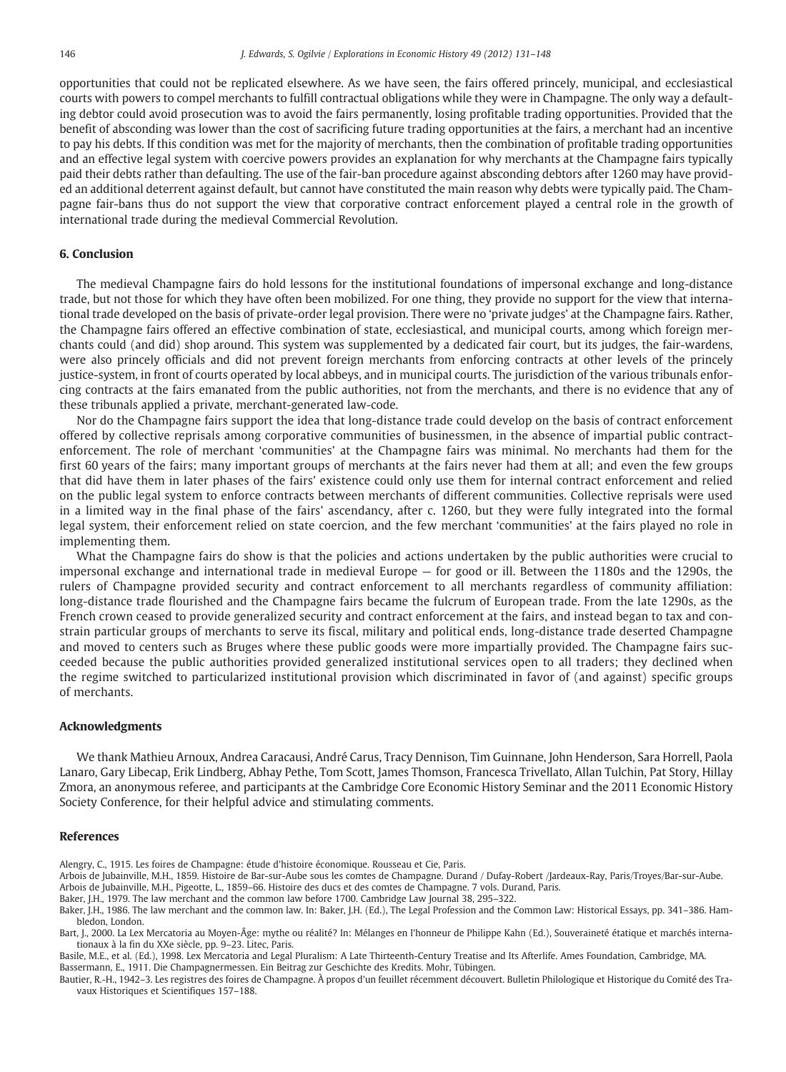opportunities that could not be replicated elsewhere. As we have seen, the fairs offered princely, municipal, and ecclesiastical courts with powers to compel merchants to fulfill contractual obligations while they were in Champagne. The only way a defaulting debtor could avoid prosecution was to avoid the fairs permanently, losing profitable trading opportunities. Provided that the benefit of absconding was lower than the cost of sacrificing future trading opportunities at the fairs, a merchant had an incentive to pay his debts. If this condition was met for the majority of merchants, then the combination of profitable trading opportunities and an effective legal system with coercive powers provides an explanation for why merchants at the Champagne fairs typically paid their debts rather than defaulting. The use of the fair-ban procedure against absconding debtors after 1260 may have provided an additional deterrent against default, but cannot have constituted the main reason why debts were typically paid. The Champagne fair-bans thus do not support the view that corporative contract enforcement played a central role in the growth of international trade during the medieval Commercial Revolution.

## 6. Conclusion

The medieval Champagne fairs do hold lessons for the institutional foundations of impersonal exchange and long-distance trade, but not those for which they have often been mobilized. For one thing, they provide no support for the view that international trade developed on the basis of private-order legal provision. There were no 'private judges' at the Champagne fairs. Rather, the Champagne fairs offered an effective combination of state, ecclesiastical, and municipal courts, among which foreign merchants could (and did) shop around. This system was supplemented by a dedicated fair court, but its judges, the fair-wardens, were also princely officials and did not prevent foreign merchants from enforcing contracts at other levels of the princely justice-system, in front of courts operated by local abbeys, and in municipal courts. The jurisdiction of the various tribunals enforcing contracts at the fairs emanated from the public authorities, not from the merchants, and there is no evidence that any of these tribunals applied a private, merchant-generated law-code.

Nor do the Champagne fairs support the idea that long-distance trade could develop on the basis of contract enforcement offered by collective reprisals among corporative communities of businessmen, in the absence of impartial public contract-enforcement. The role of merchant 'communities' at the Champagne fairs was minimal. No merchants had them for the first 60 years of the fairs; many important groups of merchants at the fairs never had them at all; and even the few groups that did have them in later phases of the fairs' existence could only use them for internal contract enforcement and relied on the public legal system to enforce contracts between merchants of different communities. Collective reprisals were used in a limited way in the final phase of the fairs' ascendancy, after c. 1260, but they were fully integrated into the formal legal system, their enforcement relied on state coercion, and the few merchant 'communities' at the fairs played no role in implementing them.

What the Champagne fairs do show is that the policies and actions undertaken by the public authorities were crucial to impersonal exchange and international trade in medieval Europe — for good or ill. Between the 1180s and the 1290s, the rulers of Champagne provided security and contract enforcement to all merchants regardless of community affiliation: long-distance trade flourished and the Champagne fairs became the fulcrum of European trade. From the late 1290s, as the French crown ceased to provide generalized security and contract enforcement at the fairs, and instead began to tax and constrain particular groups of merchants to serve its fiscal, military and political ends, long-distance trade deserted Champagne and moved to centers such as Bruges where these public goods were more impartially provided. The Champagne fairs succeeded because the public authorities provided generalized institutional services open to all traders; they declined when the regime switched to particularized institutional provision which discriminated in favor of (and against) specific groups of merchants.

## Acknowledgments

We thank Mathieu Arnoux, Andrea Caracausi, André Carus, Tracy Dennison, Tim Guinnane, John Henderson, Sara Horrell, Paola Lanaro, Gary Libecap, Erik Lindberg, Abhay Pethe, Tom Scott, James Thomson, Francesca Trivellato, Allan Tulchin, Pat Story, Hillay Zmora, an anonymous referee, and participants at the Cambridge Core Economic History Seminar and the 2011 Economic History Society Conference, for their helpful advice and stimulating comments.

## References

Alengry, C., 1915. Les foires de Champagne: étude d'histoire économique. Rousseau et Cie, Paris.

Arbois de Jubainville, M.H., 1859. Histoire de Bar-sur-Aube sous les comtes de Champagne. Durand / Dufay-Robert /Jardeaux-Ray, Paris/Troyes/Bar-sur-Aube.

Arbois de Jubainville, M.H., Pigeotte, L., 1859–66. Histoire des ducs et des comtes de Champagne. 7 vols. Durand, Paris.

Baker, J.H., 1979. The law merchant and the common law before 1700. Cambridge Law Journal 38, 295–322.

Baker, J.H., 1986. The law merchant and the common law. In: Baker, J.H. (Ed.), The Legal Profession and the Common Law: Historical Essays, pp. 341–386. Hambledon, London.

Bart, J., 2000. La Lex Mercatoria au Moyen-Âge: mythe ou réalité? In: Mélanges en l'honneur de Philippe Kahn (Ed.), Souveraineté étatique et marchés internationaux à la fin du XXe siècle, pp. 9–23. Litec, Paris.

Basile, M.E., et al. (Ed.), 1998. Lex Mercatoria and Legal Pluralism: A Late Thirteenth-Century Treatise and Its Afterlife. Ames Foundation, Cambridge, MA.

Bassermann, E., 1911. Die Champagnermessen. Ein Beitrag zur Geschichte des Kredits. Mohr, Tübingen.

Bautier, R.-H., 1942–3. Les registres des foires de Champagne. À propos d'un feuillet récemment découvert. Bulletin Philologique et Historique du Comité des Travaux Historiques et Scientifiques 157–188.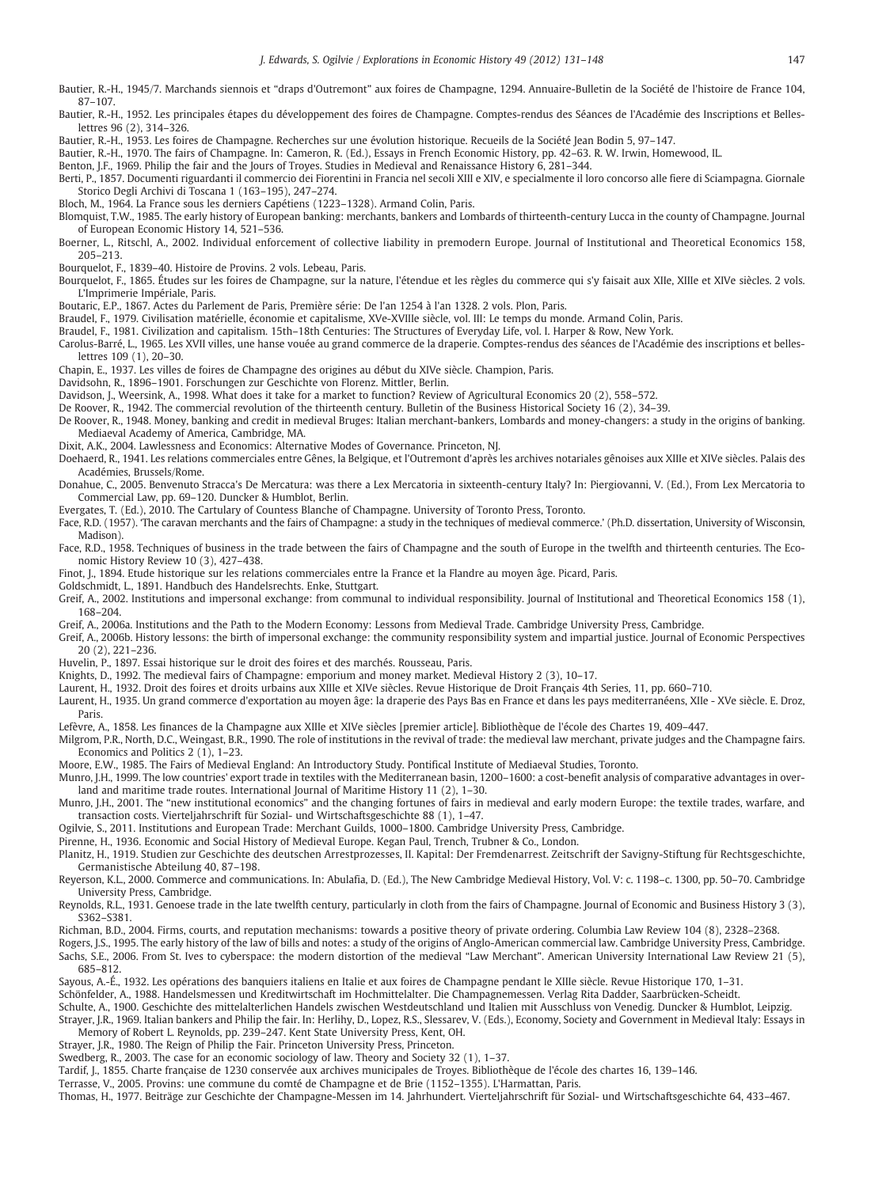Bautier, R.-H., 1945/7. Marchands siennois et "draps d'Outremont" aux foires de Champagne, 1294. Annuaire-Bulletin de la Société de l'histoire de France 104, 87–107.

Bautier, R.-H., 1952. Les principales étapes du développement des foires de Champagne. Comptes-rendus des Séances de l'Académie des Inscriptions et Belles-lettres 96 (2), 314–326.

Bautier, R.-H., 1953. Les foires de Champagne. Recherches sur une évolution historique. Recueils de la Société Jean Bodin 5, 97–147.

Bautier, R.-H., 1970. The fairs of Champagne. In: Cameron, R. (Ed.), Essays in French Economic History, pp. 42–63. R. W. Irwin, Homewood, IL.

Benton, J.F., 1969. Philip the fair and the Jours of Troyes. Studies in Medieval and Renaissance History 6, 281–344.

Berti, P., 1857. Documenti riguardanti il commercio dei Fiorentini in Francia nel secoli XIII e XIV, e specialmente il loro concorso alle fiere di Sciampagna. Giornale Storico Degli Archivi di Toscana 1 (163–195), 247–274.

Bloch, M., 1964. La France sous les derniers Capétiens (1223–1328). Armand Colin, Paris.

Blomquist, T.W., 1985. The early history of European banking: merchants, bankers and Lombards of thirteenth-century Lucca in the county of Champagne. Journal of European Economic History 14, 521–536.

Boerner, L., Ritschl, A., 2002. Individual enforcement of collective liability in premodern Europe. Journal of Institutional and Theoretical Economics 158, 205–213.

Bourquelot, F., 1839–40. Histoire de Provins. 2 vols. Lebeau, Paris.

Bourquelot, F., 1865. Études sur les foires de Champagne, sur la nature, l'étendue et les règles du commerce qui s'y faisait aux XIIe, XIIIe et XIVe siècles. 2 vols. L'Imprimerie Impériale, Paris.

Boutaric, E.P., 1867. Actes du Parlement de Paris, Première série: De l'an 1254 à l'an 1328. 2 vols. Plon, Paris.

Braudel, F., 1979. Civilisation matérielle, économie et capitalisme, XVe–XVIIIe siècle, vol. III: Le temps du monde. Armand Colin, Paris.

Braudel, F., 1981. Civilization and capitalism. 15th–18th Centuries: The Structures of Everyday Life, vol. I. Harper & Row, New York.

Carolus-Barré, L., 1965. Les XVII villes, une hanse vouée au grand commerce de la draperie. Comptes-rendus des séances de l'Académie des inscriptions et belles-lettres 109 (1), 20–30.

Chapin, E., 1937. Les villes de foires de Champagne des origines au début du XIVe siècle. Champion, Paris.

Davidsohn, R., 1896–1901. Forschungen zur Geschichte von Florenz. Mittler, Berlin.

Davidson, J., Weersink, A., 1998. What does it take for a market to function? Review of Agricultural Economics 20 (2), 558–572.

De Roover, R., 1942. The commercial revolution of the thirteenth century. Bulletin of the Business Historical Society 16 (2), 34–39.

De Roover, R., 1948. Money, banking and credit in medieval Bruges: Italian merchant-bankers, Lombards and money-changers: a study in the origins of banking. Mediaeval Academy of America, Cambridge, MA.

Dixit, A.K., 2004. Lawlessness and Economics: Alternative Modes of Governance. Princeton, NJ.

Doehaerd, R., 1941. Les relations commerciales entre Gênes, la Belgique, et l'Outremont d'après les archives notariales gênoises aux XIIIe et XIVe siècles. Palais des Académies, Brussels/Rome.

Donahue, C., 2005. Benvenuto Stracca's De Mercatura: was there a Lex Mercatoria in sixteenth-century Italy? In: Piergiovanni, V. (Ed.), From Lex Mercatoria to Commercial Law, pp. 69–120. Duncker & Humblot, Berlin.

Evergates, T. (Ed.), 2010. The Cartulary of Countess Blanche of Champagne. University of Toronto Press, Toronto.

Face, R.D. (1957). 'The caravan merchants and the fairs of Champagne: a study in the techniques of medieval commerce.' (Ph.D. dissertation, University of Wisconsin, Madison).

Face, R.D., 1958. Techniques of business in the trade between the fairs of Champagne and the south of Europe in the twelfth and thirteenth centuries. The Economic History Review 10 (3), 427–438.

Finot, J., 1894. Etude historique sur les relations commerciales entre la France et la Flandre au moyen âge. Picard, Paris.

Goldschmidt, L., 1891. Handbuch des Handelsrechts. Enke, Stuttgart.

Greif, A., 2002. Institutions and impersonal exchange: from communal to individual responsibility. Journal of Institutional and Theoretical Economics 158 (1), 168–204.

Greif, A., 2006a. Institutions and the Path to the Modern Economy: Lessons from Medieval Trade. Cambridge University Press, Cambridge.

Greif, A., 2006b. History lessons: the birth of impersonal exchange: the community responsibility system and impartial justice. Journal of Economic Perspectives 20 (2), 221–236.

Huvelin, P., 1897. Essai historique sur le droit des foires et des marchés. Rousseau, Paris.

Knights, D., 1992. The medieval fairs of Champagne: emporium and money market. Medieval History 2 (3), 10–17.

Laurent, H., 1932. Droit des foires et droits urbains aux XIIIe et XIVe siècles. Revue Historique de Droit Français 4th Series, 11, pp. 660–710.

Laurent, H., 1935. Un grand commerce d'exportation au moyen âge: la draperie des Pays Bas en France et dans les pays mediterranéens, XIIe - XVe siècle. E. Droz, Paris.

Lefèvre, A., 1858. Les finances de la Champagne aux XIIIe et XIVe siècles [premier article]. Bibliothèque de l'école des Chartes 19, 409–447.

Milgrom, P.R., North, D.C., Weingast, B.R., 1990. The role of institutions in the revival of trade: the medieval law merchant, private judges and the Champagne fairs. Economics and Politics 2 (1), 1–23.

Moore, E.W., 1985. The Fairs of Medieval England: An Introductory Study. Pontifical Institute of Mediaeval Studies, Toronto.

Munro, J.H., 1999. The low countries' export trade in textiles with the Mediterranean basin, 1200–1600: a cost-benefit analysis of comparative advantages in overland and maritime trade routes. International Journal of Maritime History 11 (2), 1–30.

Munro, J.H., 2001. The "new institutional economics" and the changing fortunes of fairs in medieval and early modern Europe: the textile trades, warfare, and transaction costs. Vierteljahrschrift für Sozial- und Wirtschaftsgeschichte 88 (1), 1–47.

Ogilvie, S., 2011. Institutions and European Trade: Merchant Guilds, 1000–1800. Cambridge University Press, Cambridge.

Pirenne, H., 1936. Economic and Social History of Medieval Europe. Kegan Paul, Trench, Trubner & Co., London.

Planitz, H., 1919. Studien zur Geschichte des deutschen Arrestprozesses, II. Kapital: Der Fremdenarrest. Zeitschrift der Savigny-Stiftung für Rechtsgeschichte, Germanistische Abteilung 40, 87–198.

Reyerson, K.L., 2000. Commerce and communications. In: Abulafia, D. (Ed.), The New Cambridge Medieval History, Vol. V: c. 1198–c. 1300, pp. 50–70. Cambridge University Press, Cambridge.

Reynolds, R.L., 1931. Genoese trade in the late twelfth century, particularly in cloth from the fairs of Champagne. Journal of Economic and Business History 3 (3), S362–S381.

Richman, B.D., 2004. Firms, courts, and reputation mechanisms: towards a positive theory of private ordering. Columbia Law Review 104 (8), 2328–2368.

Rogers, J.S., 1995. The early history of the law of bills and notes: a study of the origins of Anglo-American commercial law. Cambridge University Press, Cambridge.

Sachs, S.E., 2006. From St. Ives to cyberspace: the modern distortion of the medieval "Law Merchant". American University International Law Review 21 (5), 685–812.

Sayous, A.-É., 1932. Les opérations des banquiers italiens en Italie et aux foires de Champagne pendant le XIIIe siècle. Revue Historique 170, 1–31.

Schönfelder, A., 1988. Handelsmessen und Kreditwirtschaft im Hochmittelalter. Die Champagnemessen. Verlag Rita Dadder, Saarbrücken-Scheidt.

Schulte, A., 1900. Geschichte des mittelalterlichen Handels zwischen Westdeutschland und Italien mit Ausschluss von Venedig. Duncker & Humblot, Leipzig.

Strayer, J.R., 1969. Italian bankers and Philip the fair. In: Herlihy, D., Lopez, R.S., Slessarev, V. (Eds.), Economy, Society and Government in Medieval Italy: Essays in Memory of Robert L. Reynolds, pp. 239–247. Kent State University Press, Kent, OH.

Strayer, J.R., 1980. The Reign of Philip the Fair. Princeton University Press, Princeton.

Swedberg, R., 2003. The case for an economic sociology of law. Theory and Society 32 (1), 1–37.

Tardif, J., 1855. Charte française de 1230 conservée aux archives municipales de Troyes. Bibliothèque de l'école des chartes 16, 139–146.

Terrasse, V., 2005. Provins: une commune du comté de Champagne et de Brie (1152–1355). L'Harmattan, Paris.

Thomas, H., 1977. Beiträge zur Geschichte der Champagne-Messen im 14. Jahrhundert. Vierteljahrschrift für Sozial- und Wirtschaftsgeschichte 64, 433–467.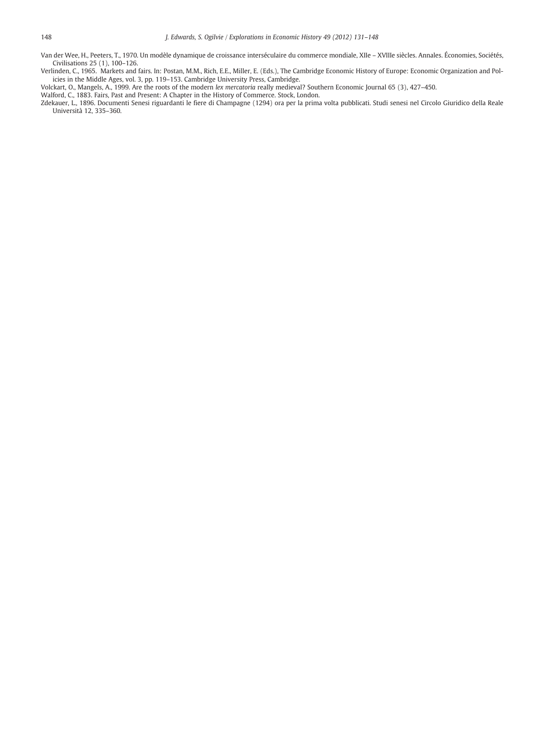Van der Wee, H., Peeters, T., 1970. Un modèle dynamique de croissance interséculaire du commerce mondiale, XIIe – XVIIIe siècles. Annales. Économies, Sociétés, Civilisations 25 (1), 100–126.

Verlinden, C., 1965. Markets and fairs. In: Postan, M.M., Rich, E.E., Miller, E. (Eds.), The Cambridge Economic History of Europe: Economic Organization and Policies in the Middle Ages, vol. 3, pp. 119–153. Cambridge University Press, Cambridge.

Volckart, O., Mangels, A., 1999. Are the roots of the modern *lex mercatoria* really medieval? Southern Economic Journal 65 (3), 427–450.

Walford, C., 1883. Fairs, Past and Present: A Chapter in the History of Commerce. Stock, London.

Zdekauer, L., 1896. Documenti Senesi riguardanti le fiere di Champagne (1294) ora per la prima volta pubblicati. Studi senesi nel Circolo Giuridico della Reale Università 12, 335–360.